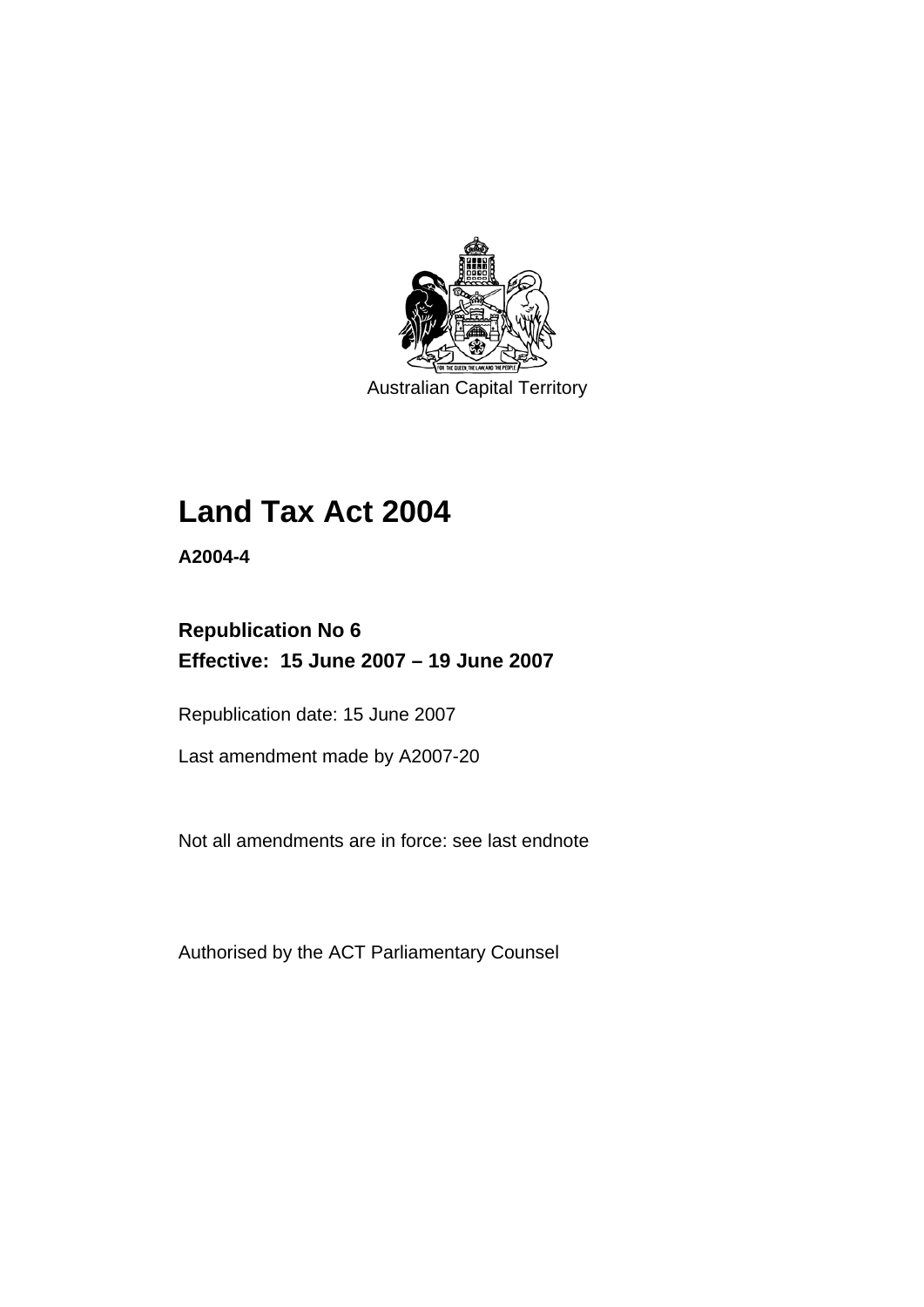Australian Capital Territory

# Land Tax Act 2004

**A2004-4**

**Republication No 6**
**Effective: 15 June 2007 – 19 June 2007**

Republication date: 15 June 2007

Last amendment made by A2007-20

Not all amendments are in force: see last endnote

Authorised by the ACT Parliamentary Counsel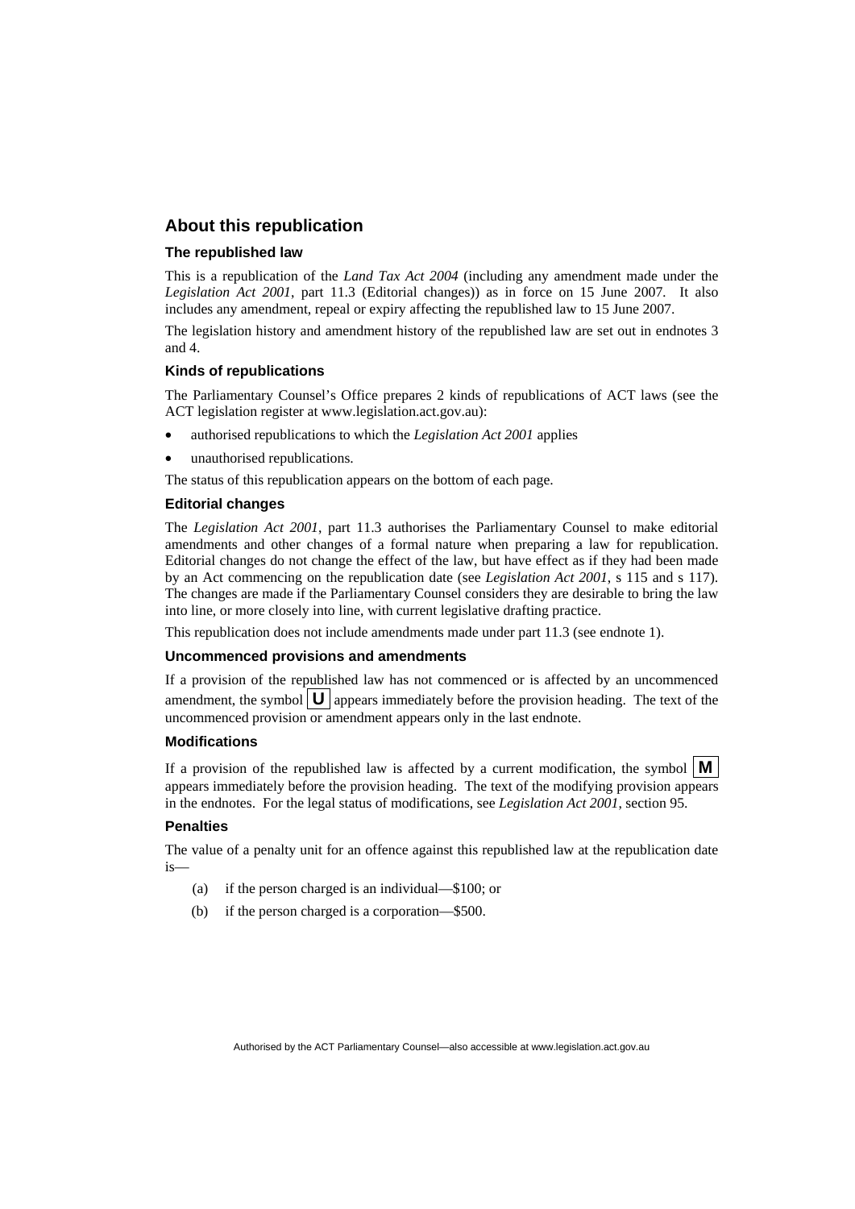## About this republication

### The republished law

This is a republication of the *Land Tax Act 2004* (including any amendment made under the *Legislation Act 2001*, part 11.3 (Editorial changes)) as in force on 15 June 2007. It also includes any amendment, repeal or expiry affecting the republished law to 15 June 2007.

The legislation history and amendment history of the republished law are set out in endnotes 3 and 4.

### Kinds of republications

The Parliamentary Counsel's Office prepares 2 kinds of republications of ACT laws (see the ACT legislation register at www.legislation.act.gov.au):

- authorised republications to which the *Legislation Act 2001* applies
- unauthorised republications.

The status of this republication appears on the bottom of each page.

### Editorial changes

The *Legislation Act 2001*, part 11.3 authorises the Parliamentary Counsel to make editorial amendments and other changes of a formal nature when preparing a law for republication. Editorial changes do not change the effect of the law, but have effect as if they had been made by an Act commencing on the republication date (see *Legislation Act 2001*, s 115 and s 117). The changes are made if the Parliamentary Counsel considers they are desirable to bring the law into line, or more closely into line, with current legislative drafting practice.

This republication does not include amendments made under part 11.3 (see endnote 1).

### Uncommenced provisions and amendments

If a provision of the republished law has not commenced or is affected by an uncommenced amendment, the symbol **U** appears immediately before the provision heading. The text of the uncommenced provision or amendment appears only in the last endnote.

### Modifications

If a provision of the republished law is affected by a current modification, the symbol **M** appears immediately before the provision heading. The text of the modifying provision appears in the endnotes. For the legal status of modifications, see *Legislation Act 2001*, section 95.

### Penalties

The value of a penalty unit for an offence against this republished law at the republication date is—

(a) if the person charged is an individual—$100; or

(b) if the person charged is a corporation—$500.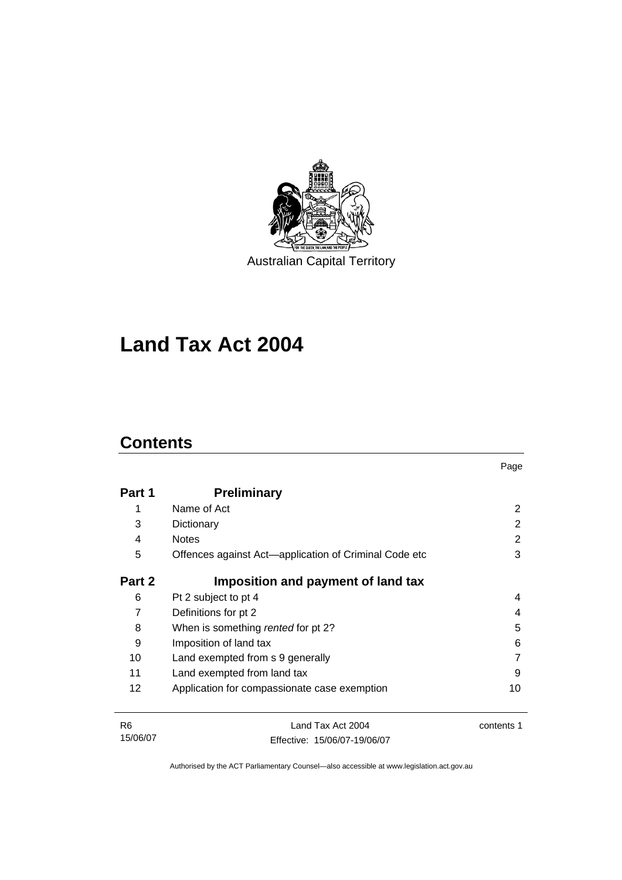Australian Capital Territory

# Land Tax Act 2004

## Contents

| | | Page |
|---|---|---|
| **Part 1** | **Preliminary** | |
| 1 | Name of Act | 2 |
| 3 | Dictionary | 2 |
| 4 | Notes | 2 |
| 5 | Offences against Act—application of Criminal Code etc | 3 |
| **Part 2** | **Imposition and payment of land tax** | |
| 6 | Pt 2 subject to pt 4 | 4 |
| 7 | Definitions for pt 2 | 4 |
| 8 | When is something *rented* for pt 2? | 5 |
| 9 | Imposition of land tax | 6 |
| 10 | Land exempted from s 9 generally | 7 |
| 11 | Land exempted from land tax | 9 |
| 12 | Application for compassionate case exemption | 10 |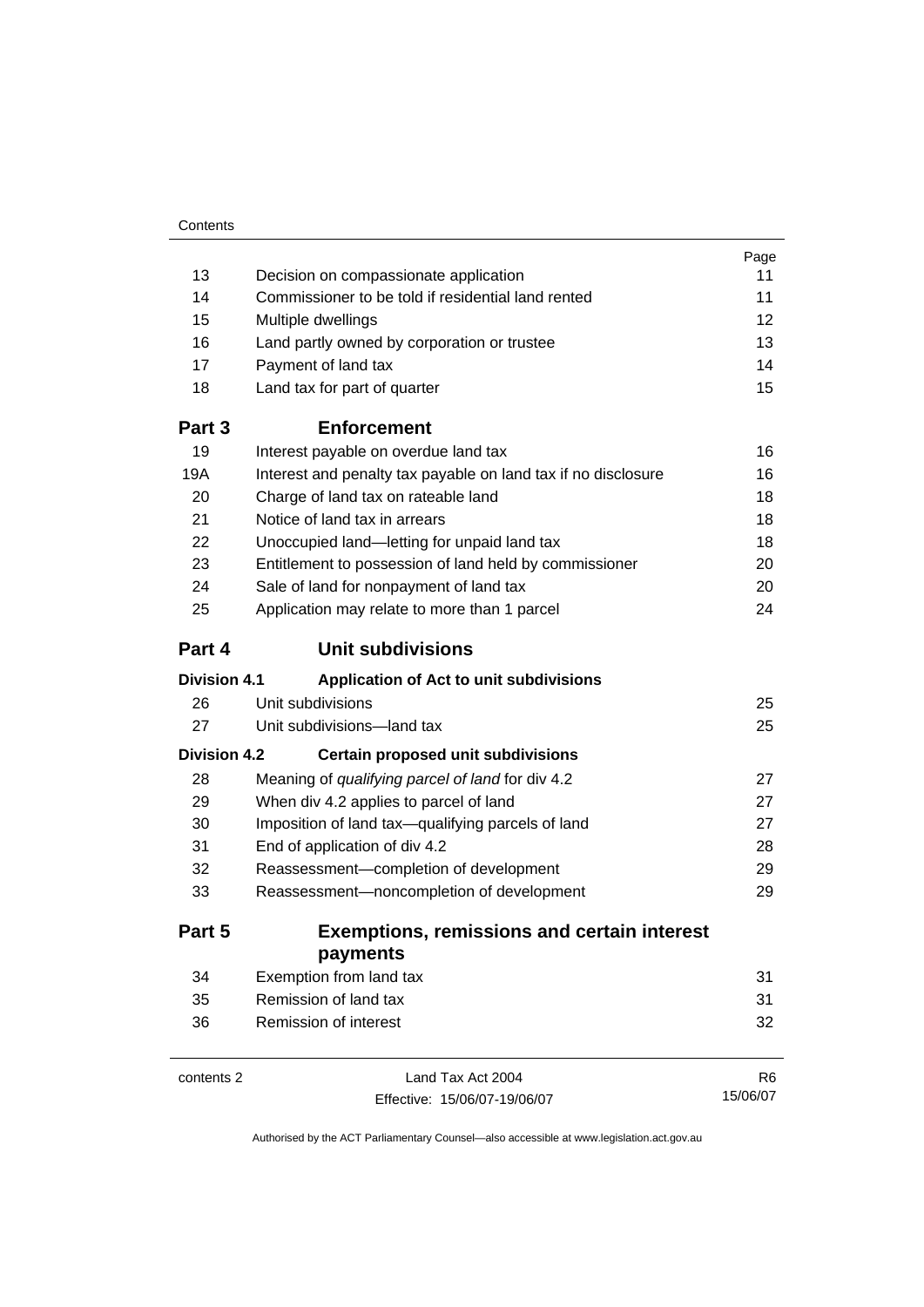| | | Page |
|---|---|---|
| 13 | Decision on compassionate application | 11 |
| 14 | Commissioner to be told if residential land rented | 11 |
| 15 | Multiple dwellings | 12 |
| 16 | Land partly owned by corporation or trustee | 13 |
| 17 | Payment of land tax | 14 |
| 18 | Land tax for part of quarter | 15 |
| **Part 3** | **Enforcement** | |
| 19 | Interest payable on overdue land tax | 16 |
| 19A | Interest and penalty tax payable on land tax if no disclosure | 16 |
| 20 | Charge of land tax on rateable land | 18 |
| 21 | Notice of land tax in arrears | 18 |
| 22 | Unoccupied land—letting for unpaid land tax | 18 |
| 23 | Entitlement to possession of land held by commissioner | 20 |
| 24 | Sale of land for nonpayment of land tax | 20 |
| 25 | Application may relate to more than 1 parcel | 24 |
| **Part 4** | **Unit subdivisions** | |
| **Division 4.1** | **Application of Act to unit subdivisions** | |
| 26 | Unit subdivisions | 25 |
| 27 | Unit subdivisions—land tax | 25 |
| **Division 4.2** | **Certain proposed unit subdivisions** | |
| 28 | Meaning of *qualifying parcel of land* for div 4.2 | 27 |
| 29 | When div 4.2 applies to parcel of land | 27 |
| 30 | Imposition of land tax—qualifying parcels of land | 27 |
| 31 | End of application of div 4.2 | 28 |
| 32 | Reassessment—completion of development | 29 |
| 33 | Reassessment—noncompletion of development | 29 |
| **Part 5** | **Exemptions, remissions and certain interest payments** | |
| 34 | Exemption from land tax | 31 |
| 35 | Remission of land tax | 31 |
| 36 | Remission of interest | 32 |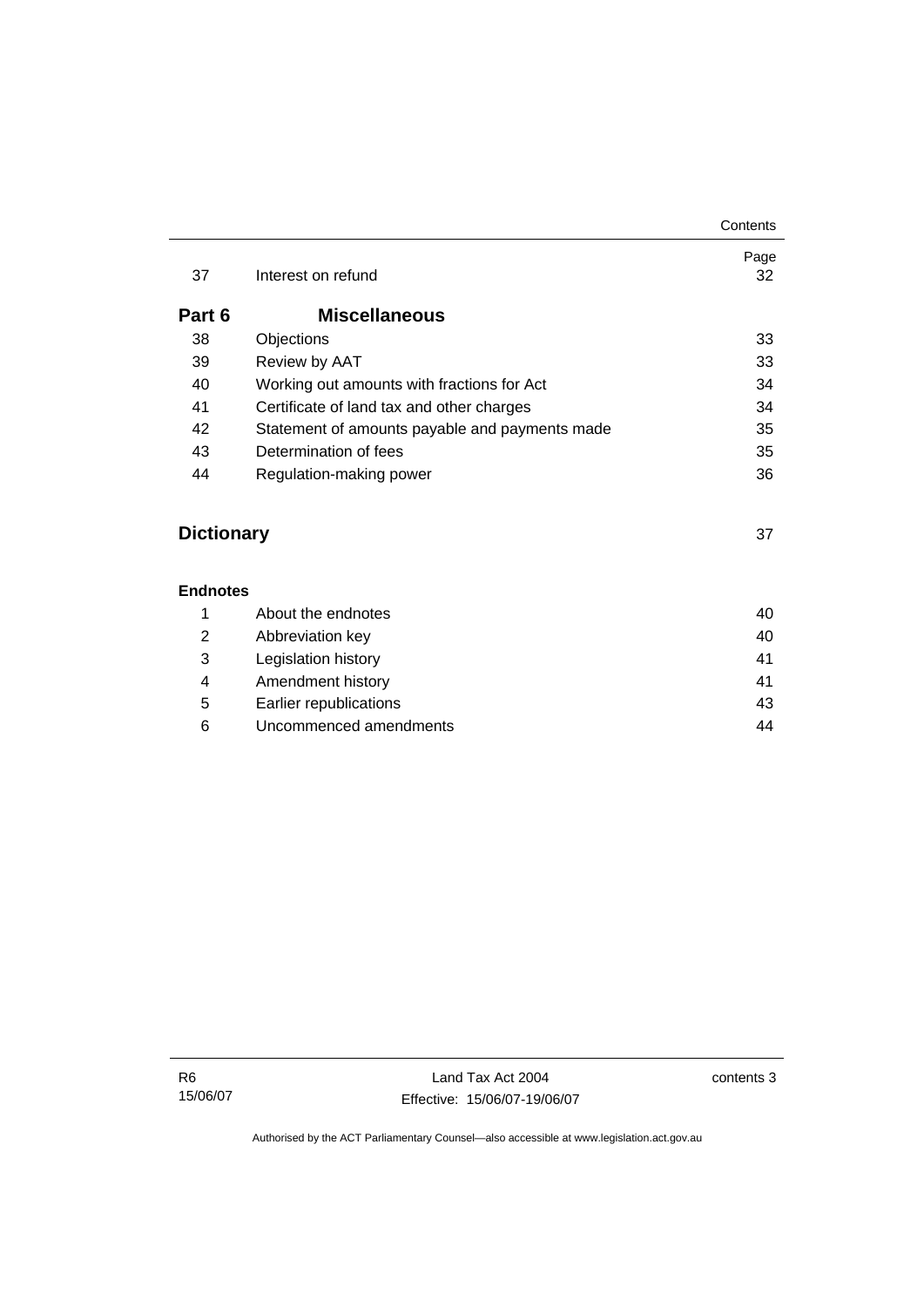| | | Page |
|---|---|---|
| 37 | Interest on refund | 32 |
| **Part 6** | **Miscellaneous** | |
| 38 | Objections | 33 |
| 39 | Review by AAT | 33 |
| 40 | Working out amounts with fractions for Act | 34 |
| 41 | Certificate of land tax and other charges | 34 |
| 42 | Statement of amounts payable and payments made | 35 |
| 43 | Determination of fees | 35 |
| 44 | Regulation-making power | 36 |

**Dictionary** 37

**Endnotes**

| | | |
|---|---|---|
| 1 | About the endnotes | 40 |
| 2 | Abbreviation key | 40 |
| 3 | Legislation history | 41 |
| 4 | Amendment history | 41 |
| 5 | Earlier republications | 43 |
| 6 | Uncommenced amendments | 44 |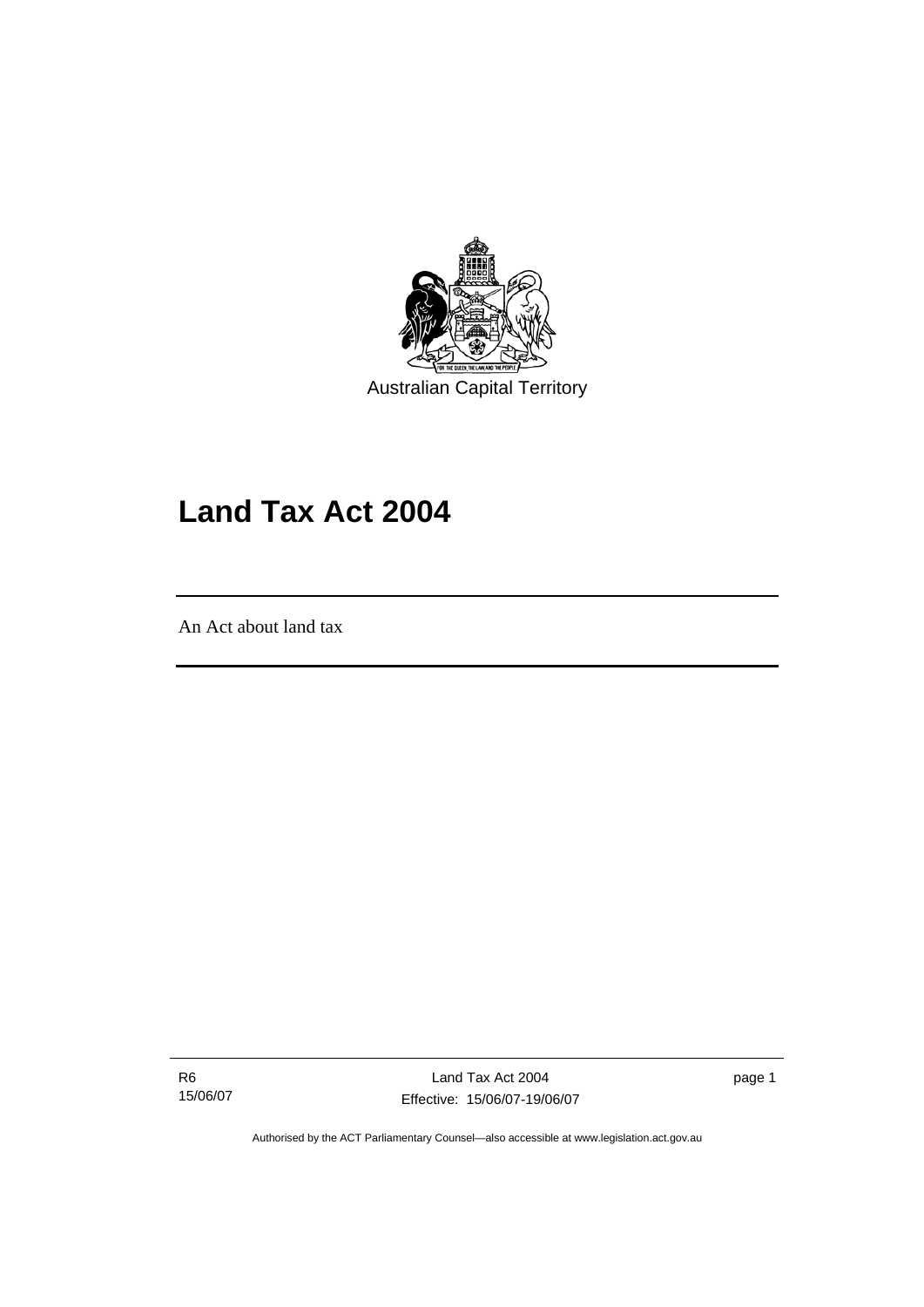Australian Capital Territory

# Land Tax Act 2004

An Act about land tax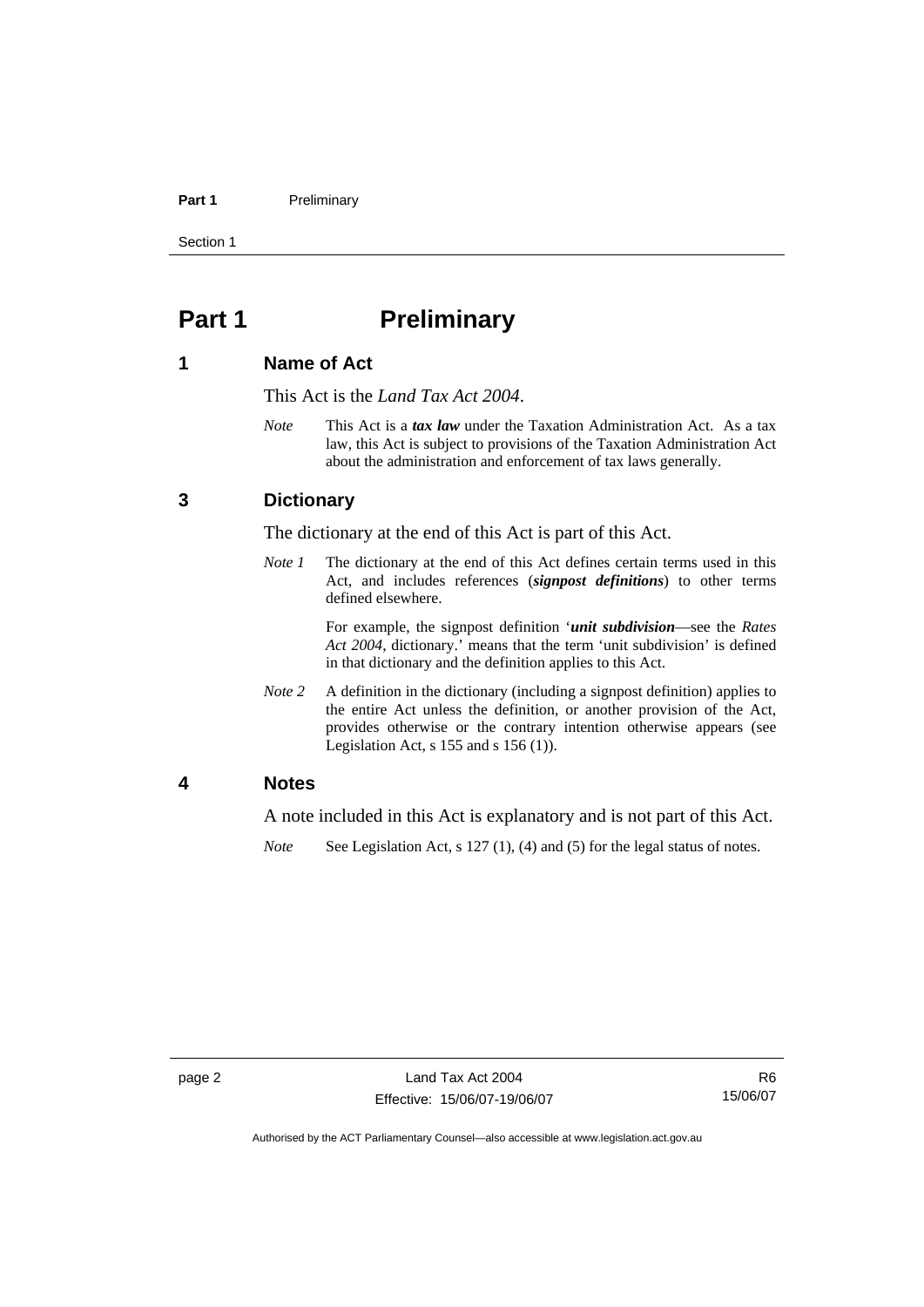# Part 1 Preliminary

## 1 Name of Act

This Act is the *Land Tax Act 2004*.

*Note* This Act is a ***tax law*** under the Taxation Administration Act. As a tax law, this Act is subject to provisions of the Taxation Administration Act about the administration and enforcement of tax laws generally.

## 3 Dictionary

The dictionary at the end of this Act is part of this Act.

*Note 1* The dictionary at the end of this Act defines certain terms used in this Act, and includes references (***signpost definitions***) to other terms defined elsewhere.

For example, the signpost definition '***unit subdivision***—see the *Rates Act 2004*, dictionary.' means that the term 'unit subdivision' is defined in that dictionary and the definition applies to this Act.

*Note 2* A definition in the dictionary (including a signpost definition) applies to the entire Act unless the definition, or another provision of the Act, provides otherwise or the contrary intention otherwise appears (see Legislation Act, s 155 and s 156 (1)).

## 4 Notes

A note included in this Act is explanatory and is not part of this Act.

*Note* See Legislation Act, s 127 (1), (4) and (5) for the legal status of notes.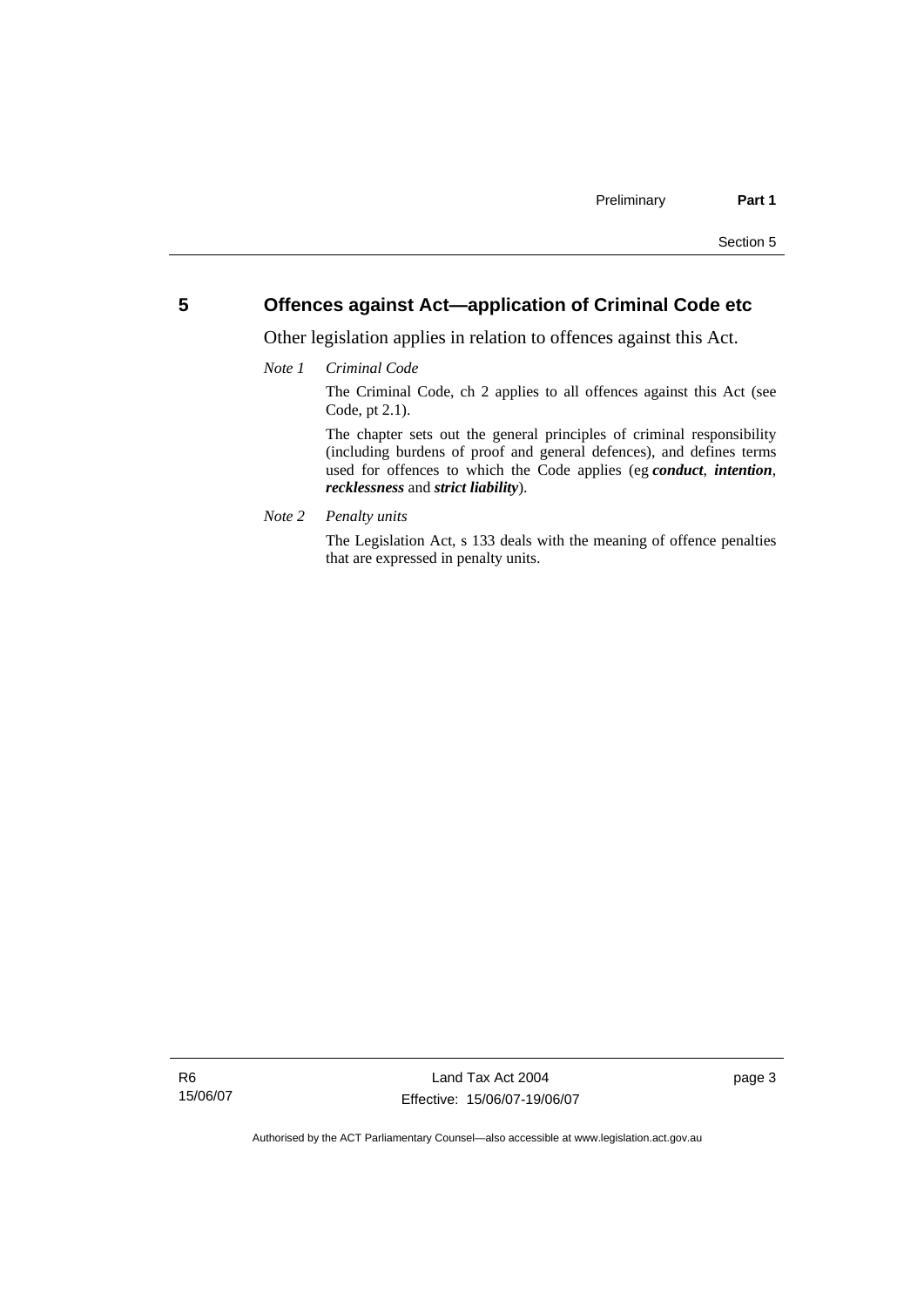## 5 Offences against Act—application of Criminal Code etc

Other legislation applies in relation to offences against this Act.

*Note 1 Criminal Code*

The Criminal Code, ch 2 applies to all offences against this Act (see Code, pt 2.1).

The chapter sets out the general principles of criminal responsibility (including burdens of proof and general defences), and defines terms used for offences to which the Code applies (eg ***conduct***, ***intention***, ***recklessness*** and ***strict liability***).

*Note 2 Penalty units*

The Legislation Act, s 133 deals with the meaning of offence penalties that are expressed in penalty units.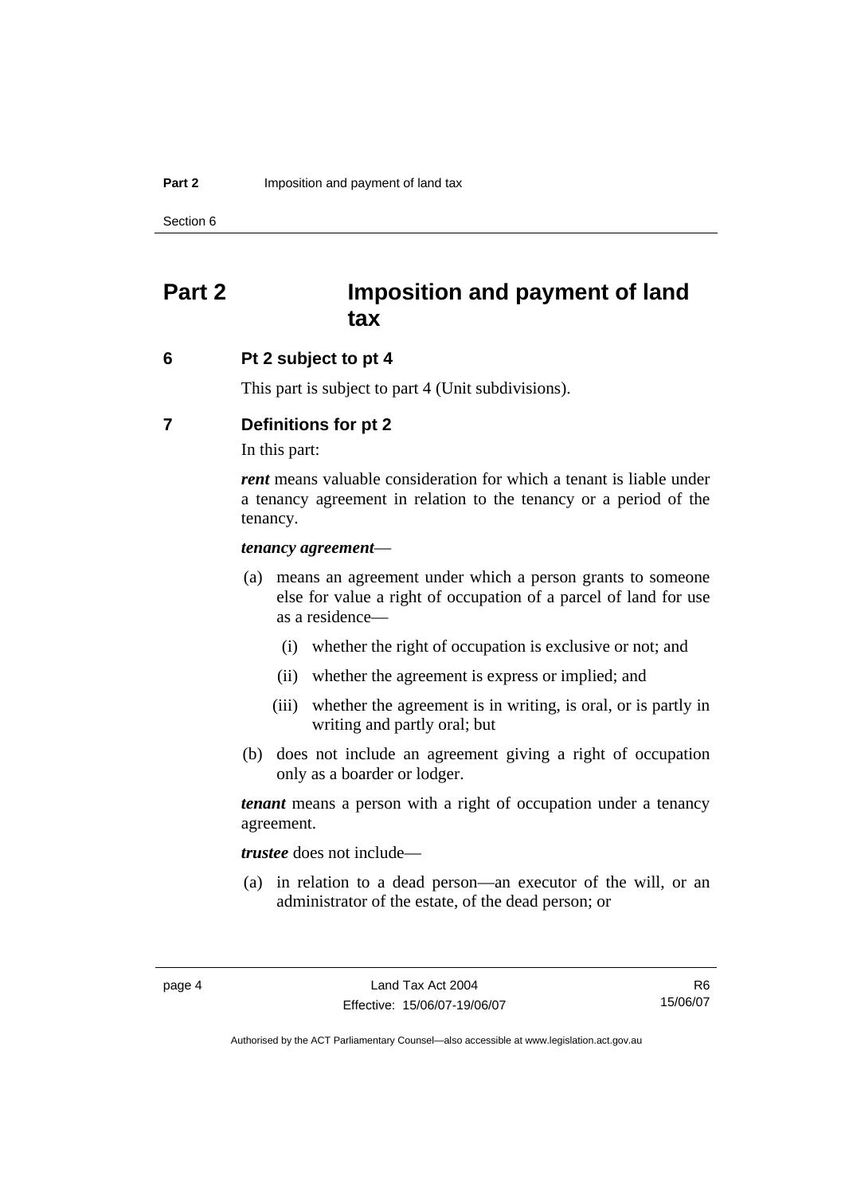# Part 2 Imposition and payment of land tax

## 6 Pt 2 subject to pt 4

This part is subject to part 4 (Unit subdivisions).

## 7 Definitions for pt 2

In this part:

***rent*** means valuable consideration for which a tenant is liable under a tenancy agreement in relation to the tenancy or a period of the tenancy.

***tenancy agreement***—

(a) means an agreement under which a person grants to someone else for value a right of occupation of a parcel of land for use as a residence—

  (i) whether the right of occupation is exclusive or not; and

  (ii) whether the agreement is express or implied; and

  (iii) whether the agreement is in writing, is oral, or is partly in writing and partly oral; but

(b) does not include an agreement giving a right of occupation only as a boarder or lodger.

***tenant*** means a person with a right of occupation under a tenancy agreement.

***trustee*** does not include—

(a) in relation to a dead person—an executor of the will, or an administrator of the estate, of the dead person; or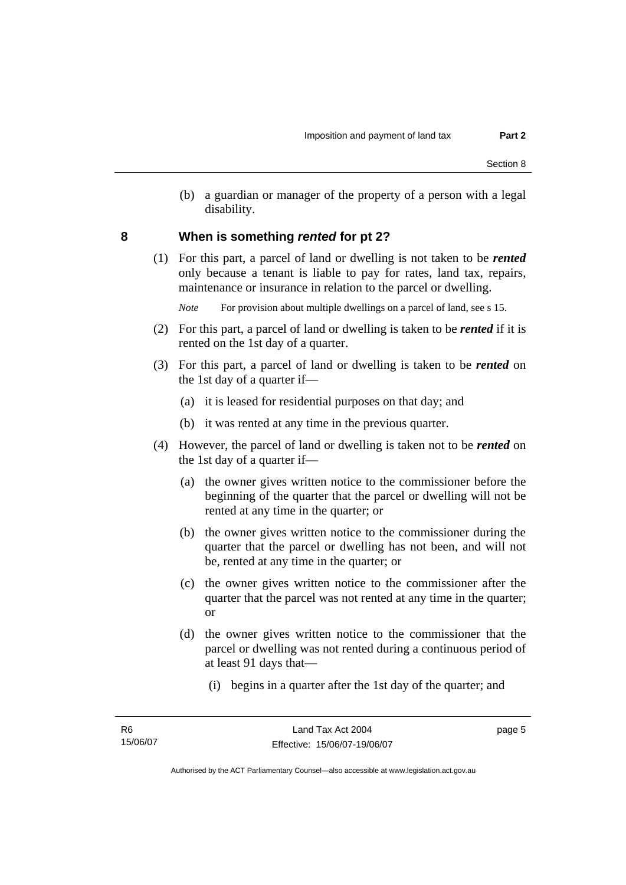(b) a guardian or manager of the property of a person with a legal disability.

## 8 When is something *rented* for pt 2?

(1) For this part, a parcel of land or dwelling is not taken to be ***rented*** only because a tenant is liable to pay for rates, land tax, repairs, maintenance or insurance in relation to the parcel or dwelling.

*Note* For provision about multiple dwellings on a parcel of land, see s 15.

(2) For this part, a parcel of land or dwelling is taken to be ***rented*** if it is rented on the 1st day of a quarter.

(3) For this part, a parcel of land or dwelling is taken to be ***rented*** on the 1st day of a quarter if—

(a) it is leased for residential purposes on that day; and

(b) it was rented at any time in the previous quarter.

(4) However, the parcel of land or dwelling is taken not to be ***rented*** on the 1st day of a quarter if—

(a) the owner gives written notice to the commissioner before the beginning of the quarter that the parcel or dwelling will not be rented at any time in the quarter; or

(b) the owner gives written notice to the commissioner during the quarter that the parcel or dwelling has not been, and will not be, rented at any time in the quarter; or

(c) the owner gives written notice to the commissioner after the quarter that the parcel was not rented at any time in the quarter; or

(d) the owner gives written notice to the commissioner that the parcel or dwelling was not rented during a continuous period of at least 91 days that—

(i) begins in a quarter after the 1st day of the quarter; and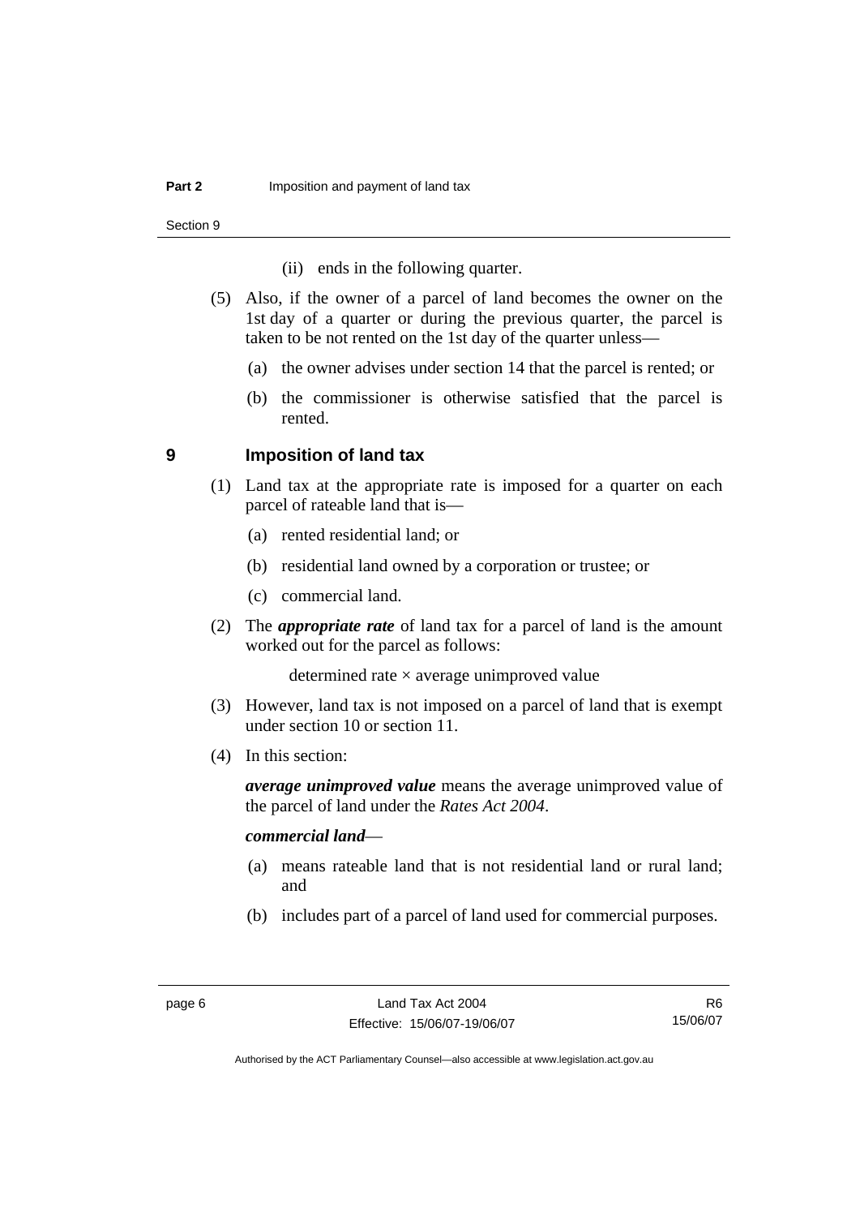(ii) ends in the following quarter.

(5) Also, if the owner of a parcel of land becomes the owner on the 1st day of a quarter or during the previous quarter, the parcel is taken to be not rented on the 1st day of the quarter unless—

(a) the owner advises under section 14 that the parcel is rented; or

(b) the commissioner is otherwise satisfied that the parcel is rented.

## 9 Imposition of land tax

(1) Land tax at the appropriate rate is imposed for a quarter on each parcel of rateable land that is—

(a) rented residential land; or

(b) residential land owned by a corporation or trustee; or

(c) commercial land.

(2) The ***appropriate rate*** of land tax for a parcel of land is the amount worked out for the parcel as follows:

determined rate × average unimproved value

(3) However, land tax is not imposed on a parcel of land that is exempt under section 10 or section 11.

(4) In this section:

***average unimproved value*** means the average unimproved value of the parcel of land under the *Rates Act 2004*.

***commercial land***—

(a) means rateable land that is not residential land or rural land; and

(b) includes part of a parcel of land used for commercial purposes.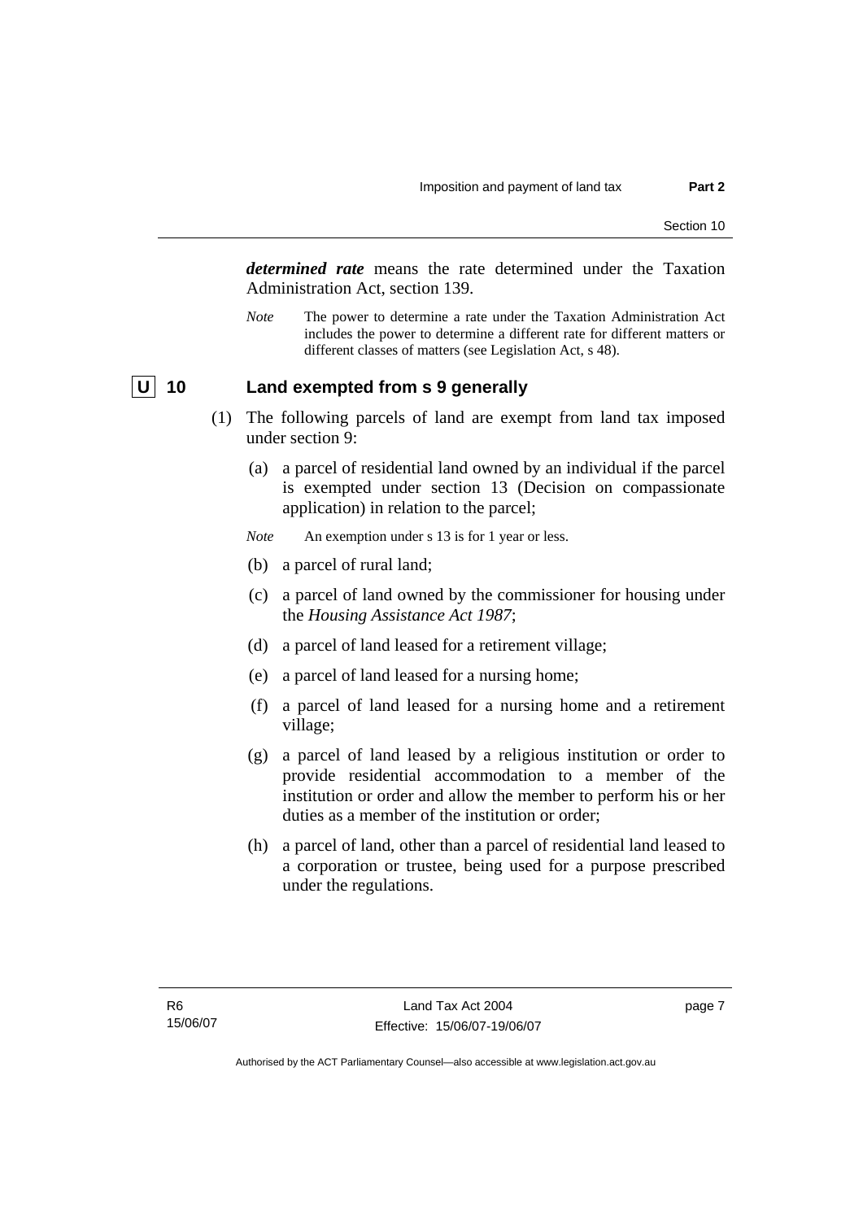***determined rate*** means the rate determined under the Taxation Administration Act, section 139.

*Note* The power to determine a rate under the Taxation Administration Act includes the power to determine a different rate for different matters or different classes of matters (see Legislation Act, s 48).

## U 10 Land exempted from s 9 generally

(1) The following parcels of land are exempt from land tax imposed under section 9:

(a) a parcel of residential land owned by an individual if the parcel is exempted under section 13 (Decision on compassionate application) in relation to the parcel;

*Note* An exemption under s 13 is for 1 year or less.

(b) a parcel of rural land;

(c) a parcel of land owned by the commissioner for housing under the *Housing Assistance Act 1987*;

(d) a parcel of land leased for a retirement village;

(e) a parcel of land leased for a nursing home;

(f) a parcel of land leased for a nursing home and a retirement village;

(g) a parcel of land leased by a religious institution or order to provide residential accommodation to a member of the institution or order and allow the member to perform his or her duties as a member of the institution or order;

(h) a parcel of land, other than a parcel of residential land leased to a corporation or trustee, being used for a purpose prescribed under the regulations.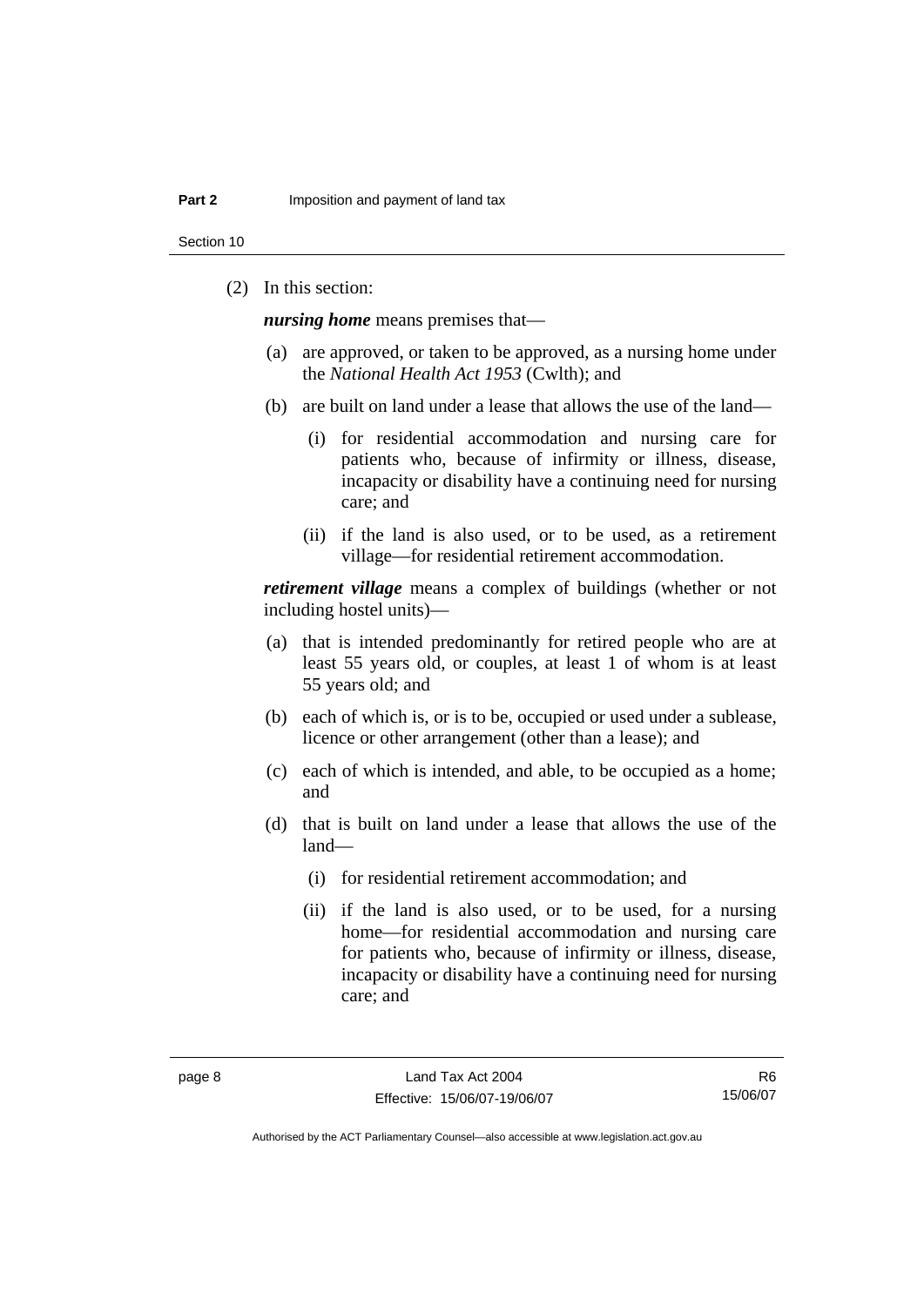(2) In this section:

***nursing home*** means premises that—

(a) are approved, or taken to be approved, as a nursing home under the *National Health Act 1953* (Cwlth); and

(b) are built on land under a lease that allows the use of the land—

(i) for residential accommodation and nursing care for patients who, because of infirmity or illness, disease, incapacity or disability have a continuing need for nursing care; and

(ii) if the land is also used, or to be used, as a retirement village—for residential retirement accommodation.

***retirement village*** means a complex of buildings (whether or not including hostel units)—

(a) that is intended predominantly for retired people who are at least 55 years old, or couples, at least 1 of whom is at least 55 years old; and

(b) each of which is, or is to be, occupied or used under a sublease, licence or other arrangement (other than a lease); and

(c) each of which is intended, and able, to be occupied as a home; and

(d) that is built on land under a lease that allows the use of the land—

(i) for residential retirement accommodation; and

(ii) if the land is also used, or to be used, for a nursing home—for residential accommodation and nursing care for patients who, because of infirmity or illness, disease, incapacity or disability have a continuing need for nursing care; and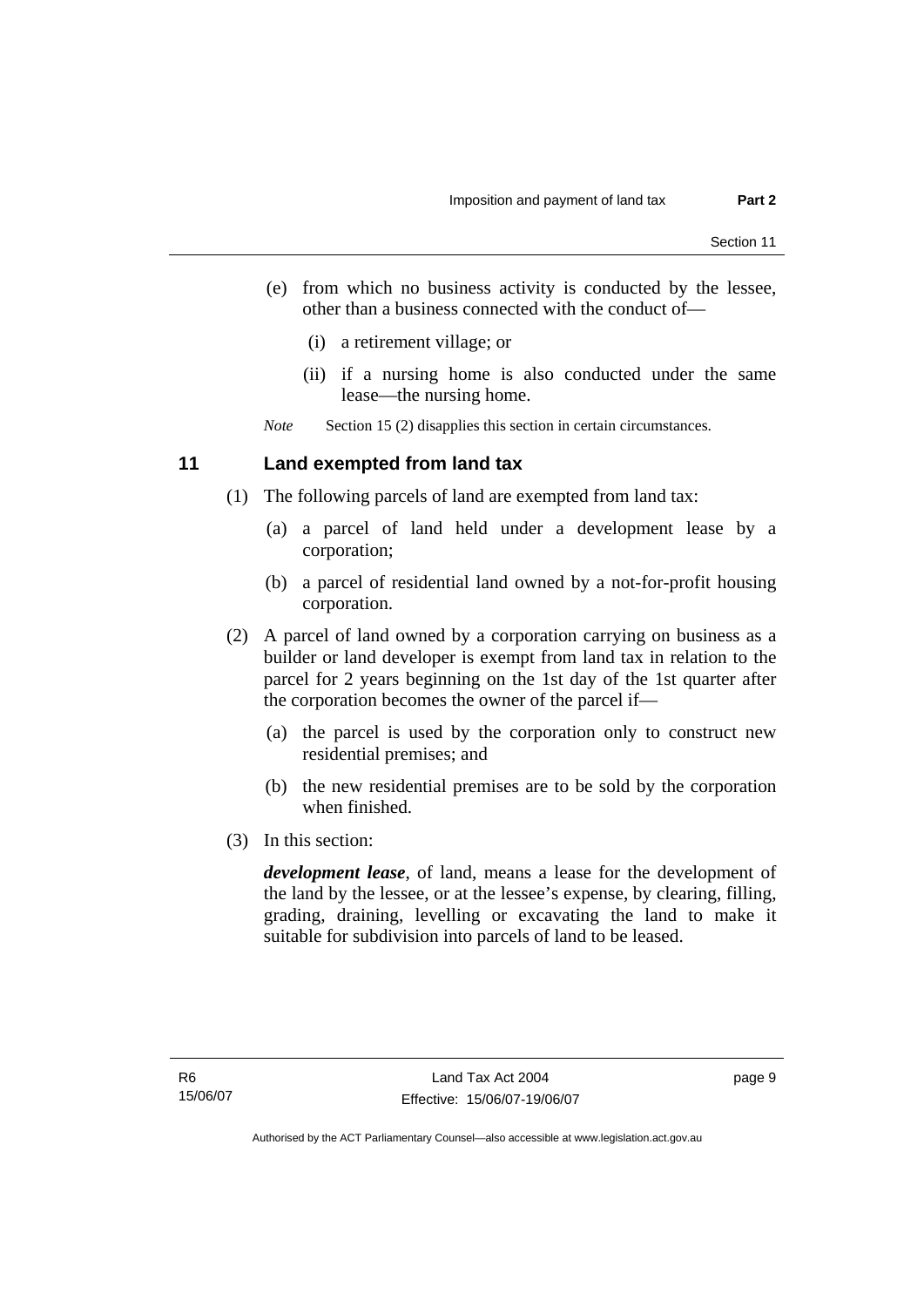(e) from which no business activity is conducted by the lessee, other than a business connected with the conduct of—

  (i) a retirement village; or

  (ii) if a nursing home is also conducted under the same lease—the nursing home.

*Note* Section 15 (2) disapplies this section in certain circumstances.

## 11 Land exempted from land tax

(1) The following parcels of land are exempted from land tax:

  (a) a parcel of land held under a development lease by a corporation;

  (b) a parcel of residential land owned by a not-for-profit housing corporation.

(2) A parcel of land owned by a corporation carrying on business as a builder or land developer is exempt from land tax in relation to the parcel for 2 years beginning on the 1st day of the 1st quarter after the corporation becomes the owner of the parcel if—

  (a) the parcel is used by the corporation only to construct new residential premises; and

  (b) the new residential premises are to be sold by the corporation when finished.

(3) In this section:

***development lease***, of land, means a lease for the development of the land by the lessee, or at the lessee's expense, by clearing, filling, grading, draining, levelling or excavating the land to make it suitable for subdivision into parcels of land to be leased.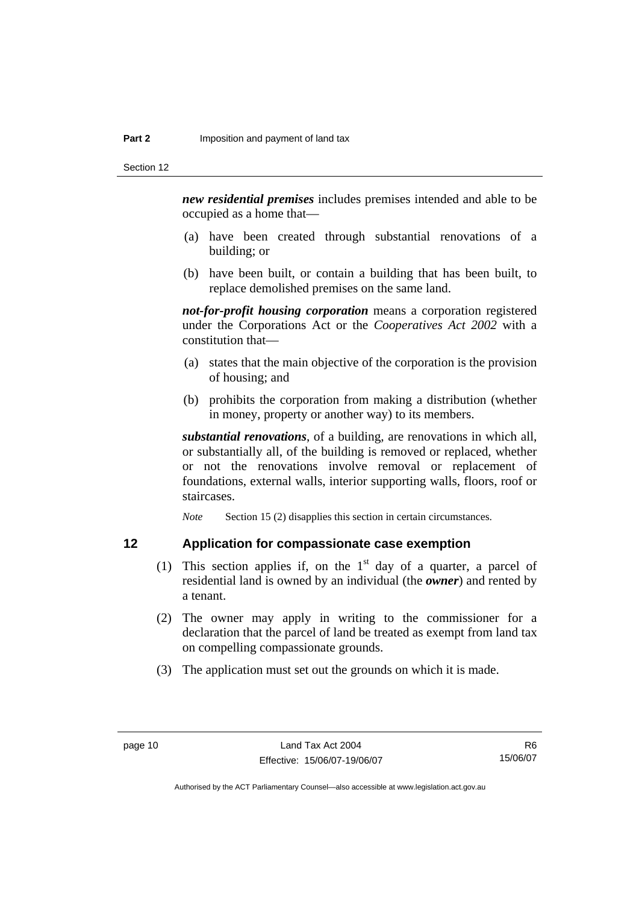***new residential premises*** includes premises intended and able to be occupied as a home that—

(a) have been created through substantial renovations of a building; or

(b) have been built, or contain a building that has been built, to replace demolished premises on the same land.

***not-for-profit housing corporation*** means a corporation registered under the Corporations Act or the *Cooperatives Act 2002* with a constitution that—

(a) states that the main objective of the corporation is the provision of housing; and

(b) prohibits the corporation from making a distribution (whether in money, property or another way) to its members.

***substantial renovations***, of a building, are renovations in which all, or substantially all, of the building is removed or replaced, whether or not the renovations involve removal or replacement of foundations, external walls, interior supporting walls, floors, roof or staircases.

*Note* Section 15 (2) disapplies this section in certain circumstances.

## 12 Application for compassionate case exemption

(1) This section applies if, on the 1st day of a quarter, a parcel of residential land is owned by an individual (the ***owner***) and rented by a tenant.

(2) The owner may apply in writing to the commissioner for a declaration that the parcel of land be treated as exempt from land tax on compelling compassionate grounds.

(3) The application must set out the grounds on which it is made.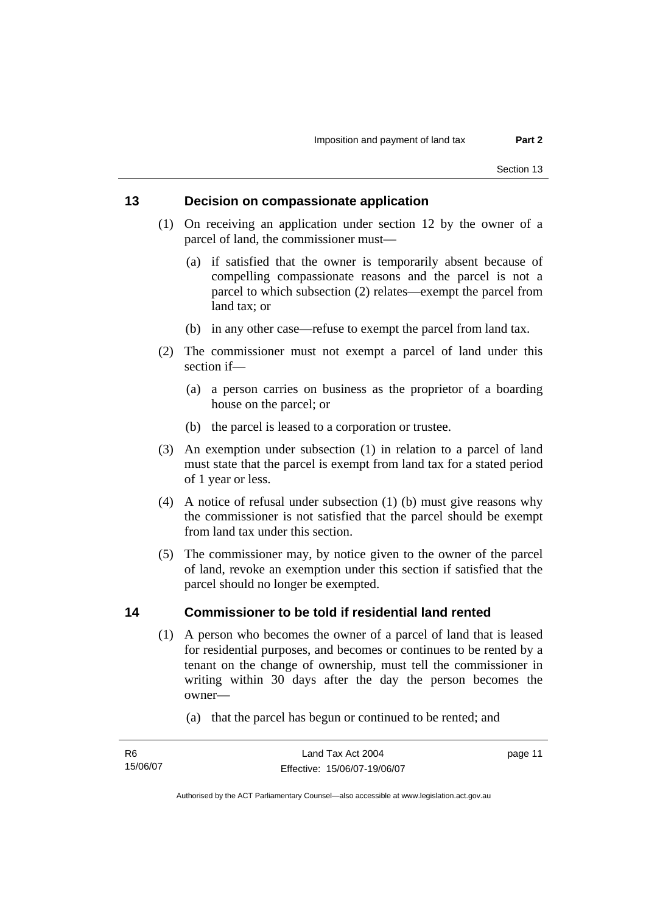## 13 Decision on compassionate application

(1) On receiving an application under section 12 by the owner of a parcel of land, the commissioner must—

(a) if satisfied that the owner is temporarily absent because of compelling compassionate reasons and the parcel is not a parcel to which subsection (2) relates—exempt the parcel from land tax; or

(b) in any other case—refuse to exempt the parcel from land tax.

(2) The commissioner must not exempt a parcel of land under this section if—

(a) a person carries on business as the proprietor of a boarding house on the parcel; or

(b) the parcel is leased to a corporation or trustee.

(3) An exemption under subsection (1) in relation to a parcel of land must state that the parcel is exempt from land tax for a stated period of 1 year or less.

(4) A notice of refusal under subsection (1) (b) must give reasons why the commissioner is not satisfied that the parcel should be exempt from land tax under this section.

(5) The commissioner may, by notice given to the owner of the parcel of land, revoke an exemption under this section if satisfied that the parcel should no longer be exempted.

## 14 Commissioner to be told if residential land rented

(1) A person who becomes the owner of a parcel of land that is leased for residential purposes, and becomes or continues to be rented by a tenant on the change of ownership, must tell the commissioner in writing within 30 days after the day the person becomes the owner—

(a) that the parcel has begun or continued to be rented; and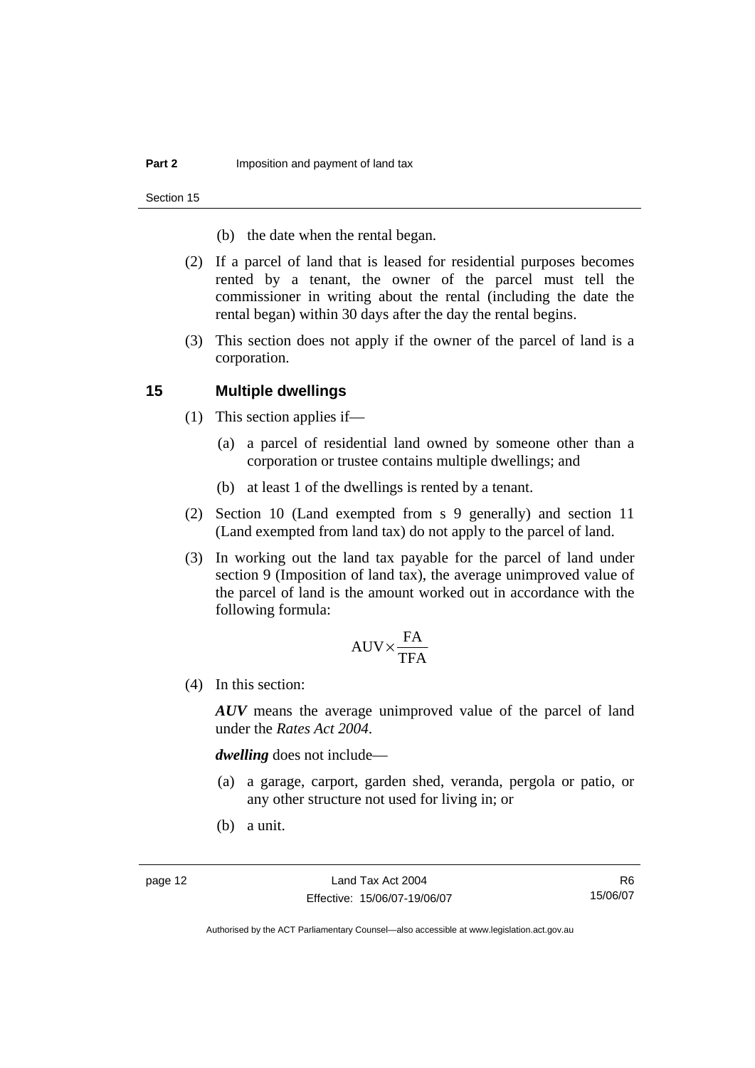(b) the date when the rental began.

(2) If a parcel of land that is leased for residential purposes becomes rented by a tenant, the owner of the parcel must tell the commissioner in writing about the rental (including the date the rental began) within 30 days after the day the rental begins.

(3) This section does not apply if the owner of the parcel of land is a corporation.

## 15 Multiple dwellings

(1) This section applies if—

(a) a parcel of residential land owned by someone other than a corporation or trustee contains multiple dwellings; and

(b) at least 1 of the dwellings is rented by a tenant.

(2) Section 10 (Land exempted from s 9 generally) and section 11 (Land exempted from land tax) do not apply to the parcel of land.

(3) In working out the land tax payable for the parcel of land under section 9 (Imposition of land tax), the average unimproved value of the parcel of land is the amount worked out in accordance with the following formula:

$$\text{AUV} \times \frac{\text{FA}}{\text{TFA}}$$

(4) In this section:

***AUV*** means the average unimproved value of the parcel of land under the *Rates Act 2004*.

***dwelling*** does not include—

(a) a garage, carport, garden shed, veranda, pergola or patio, or any other structure not used for living in; or

(b) a unit.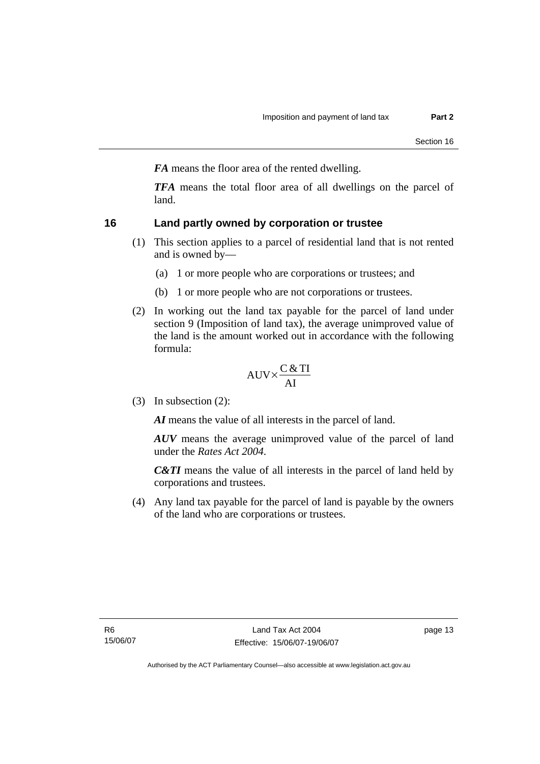***FA*** means the floor area of the rented dwelling.

***TFA*** means the total floor area of all dwellings on the parcel of land.

## 16 Land partly owned by corporation or trustee

(1) This section applies to a parcel of residential land that is not rented and is owned by—

(a) 1 or more people who are corporations or trustees; and

(b) 1 or more people who are not corporations or trustees.

(2) In working out the land tax payable for the parcel of land under section 9 (Imposition of land tax), the average unimproved value of the land is the amount worked out in accordance with the following formula:

$$\text{AUV} \times \frac{\text{C \& TI}}{\text{AI}}$$

(3) In subsection (2):

***AI*** means the value of all interests in the parcel of land.

***AUV*** means the average unimproved value of the parcel of land under the *Rates Act 2004*.

***C&TI*** means the value of all interests in the parcel of land held by corporations and trustees.

(4) Any land tax payable for the parcel of land is payable by the owners of the land who are corporations or trustees.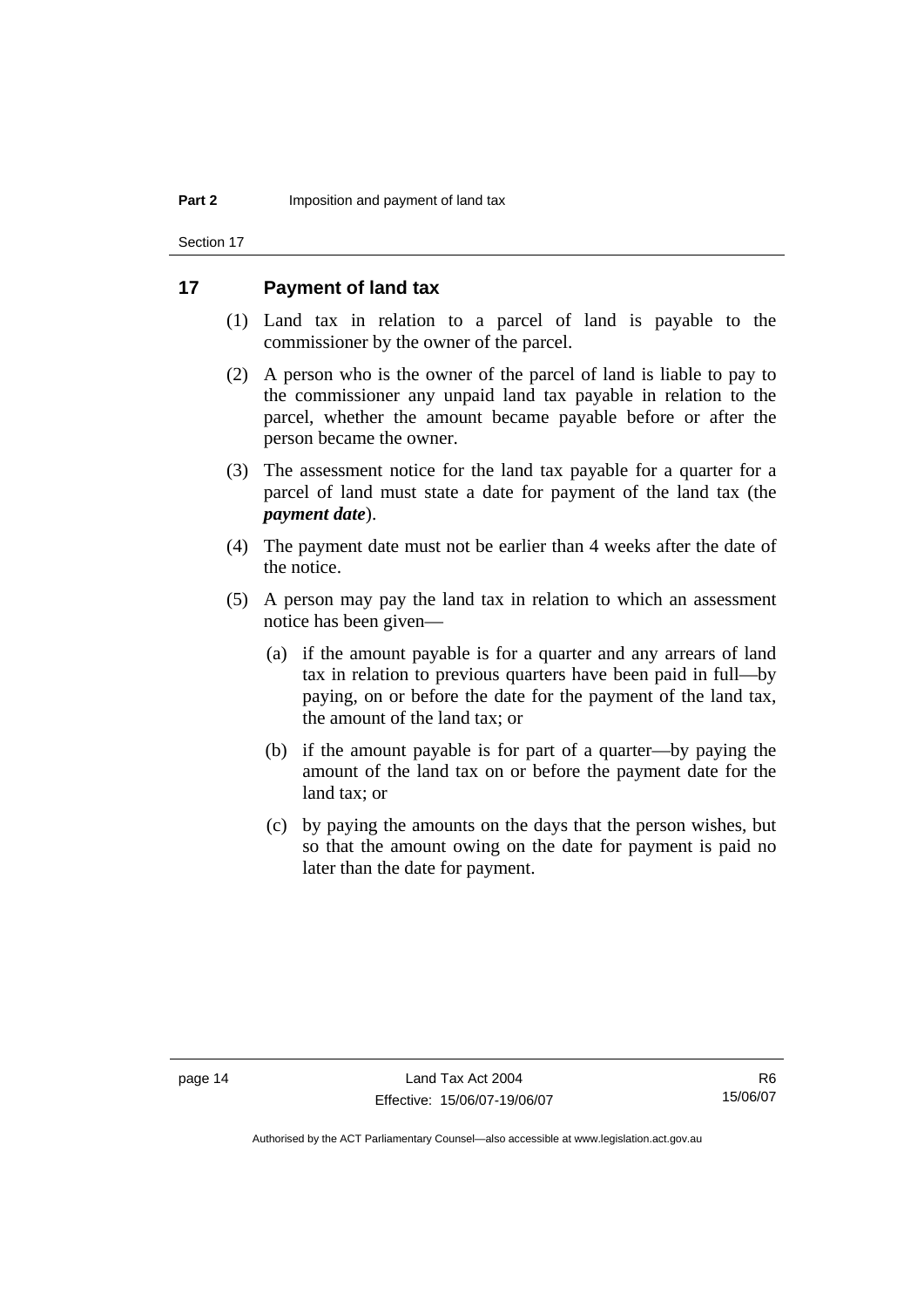## 17 Payment of land tax

(1) Land tax in relation to a parcel of land is payable to the commissioner by the owner of the parcel.

(2) A person who is the owner of the parcel of land is liable to pay to the commissioner any unpaid land tax payable in relation to the parcel, whether the amount became payable before or after the person became the owner.

(3) The assessment notice for the land tax payable for a quarter for a parcel of land must state a date for payment of the land tax (the ***payment date***).

(4) The payment date must not be earlier than 4 weeks after the date of the notice.

(5) A person may pay the land tax in relation to which an assessment notice has been given—

(a) if the amount payable is for a quarter and any arrears of land tax in relation to previous quarters have been paid in full—by paying, on or before the date for the payment of the land tax, the amount of the land tax; or

(b) if the amount payable is for part of a quarter—by paying the amount of the land tax on or before the payment date for the land tax; or

(c) by paying the amounts on the days that the person wishes, but so that the amount owing on the date for payment is paid no later than the date for payment.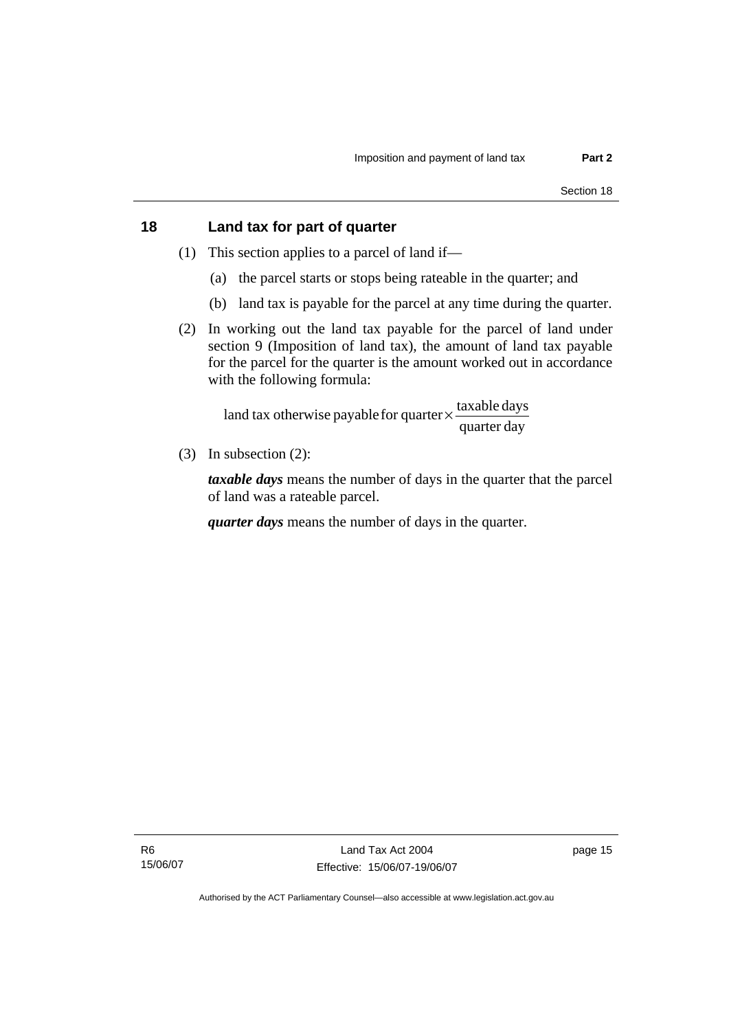## 18 Land tax for part of quarter

(1) This section applies to a parcel of land if—

(a) the parcel starts or stops being rateable in the quarter; and

(b) land tax is payable for the parcel at any time during the quarter.

(2) In working out the land tax payable for the parcel of land under section 9 (Imposition of land tax), the amount of land tax payable for the parcel for the quarter is the amount worked out in accordance with the following formula:

$$\text{land tax otherwise payable for quarter} \times \frac{\text{taxable days}}{\text{quarter day}}$$

(3) In subsection (2):

***taxable days*** means the number of days in the quarter that the parcel of land was a rateable parcel.

***quarter days*** means the number of days in the quarter.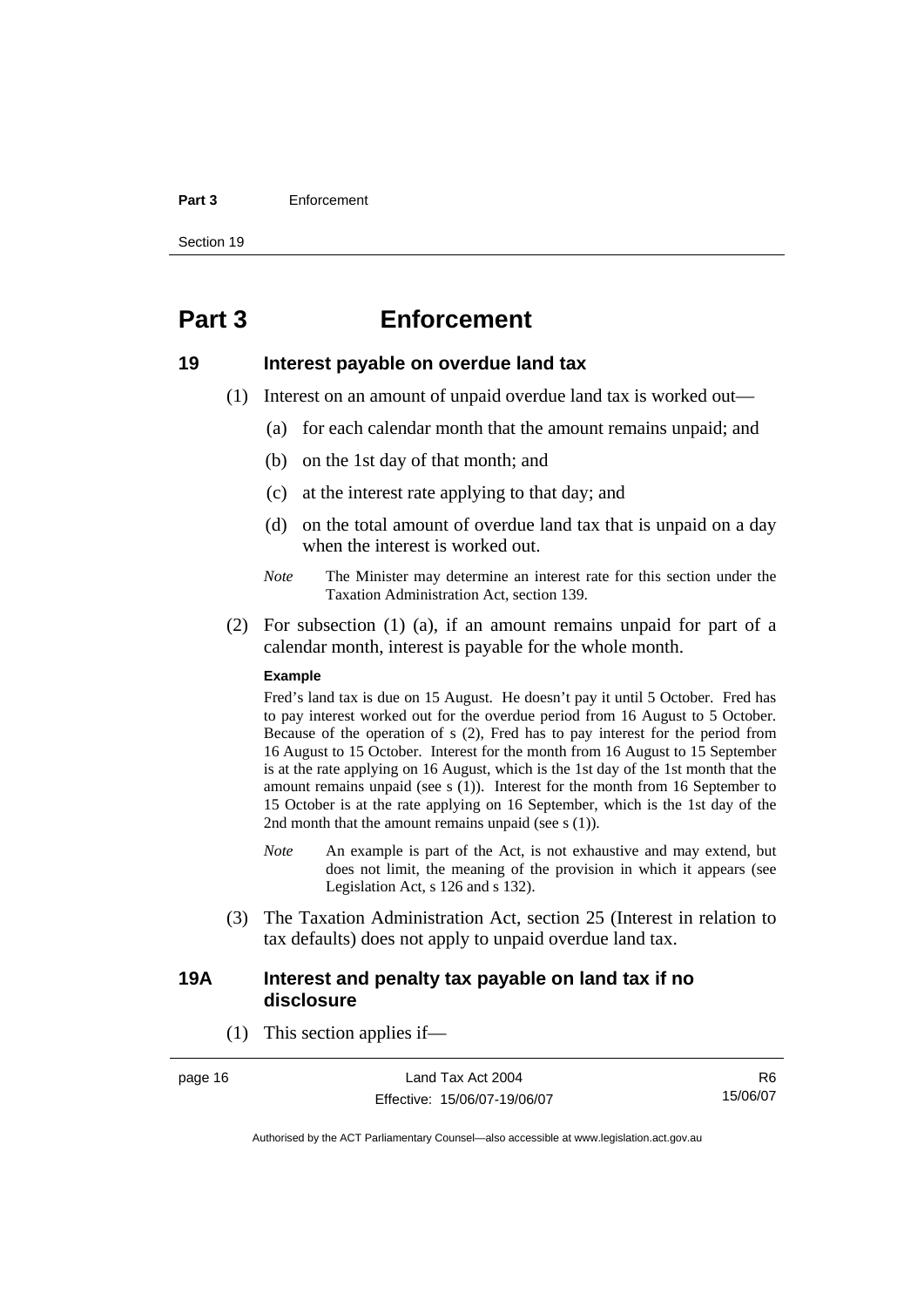# Part 3 Enforcement

## 19 Interest payable on overdue land tax

(1) Interest on an amount of unpaid overdue land tax is worked out—

(a) for each calendar month that the amount remains unpaid; and

(b) on the 1st day of that month; and

(c) at the interest rate applying to that day; and

(d) on the total amount of overdue land tax that is unpaid on a day when the interest is worked out.

*Note* The Minister may determine an interest rate for this section under the Taxation Administration Act, section 139.

(2) For subsection (1) (a), if an amount remains unpaid for part of a calendar month, interest is payable for the whole month.

**Example**

Fred's land tax is due on 15 August. He doesn't pay it until 5 October. Fred has to pay interest worked out for the overdue period from 16 August to 5 October. Because of the operation of s (2), Fred has to pay interest for the period from 16 August to 15 October. Interest for the month from 16 August to 15 September is at the rate applying on 16 August, which is the 1st day of the 1st month that the amount remains unpaid (see s (1)). Interest for the month from 16 September to 15 October is at the rate applying on 16 September, which is the 1st day of the 2nd month that the amount remains unpaid (see s (1)).

*Note* An example is part of the Act, is not exhaustive and may extend, but does not limit, the meaning of the provision in which it appears (see Legislation Act, s 126 and s 132).

(3) The Taxation Administration Act, section 25 (Interest in relation to tax defaults) does not apply to unpaid overdue land tax.

## 19A Interest and penalty tax payable on land tax if no disclosure

(1) This section applies if—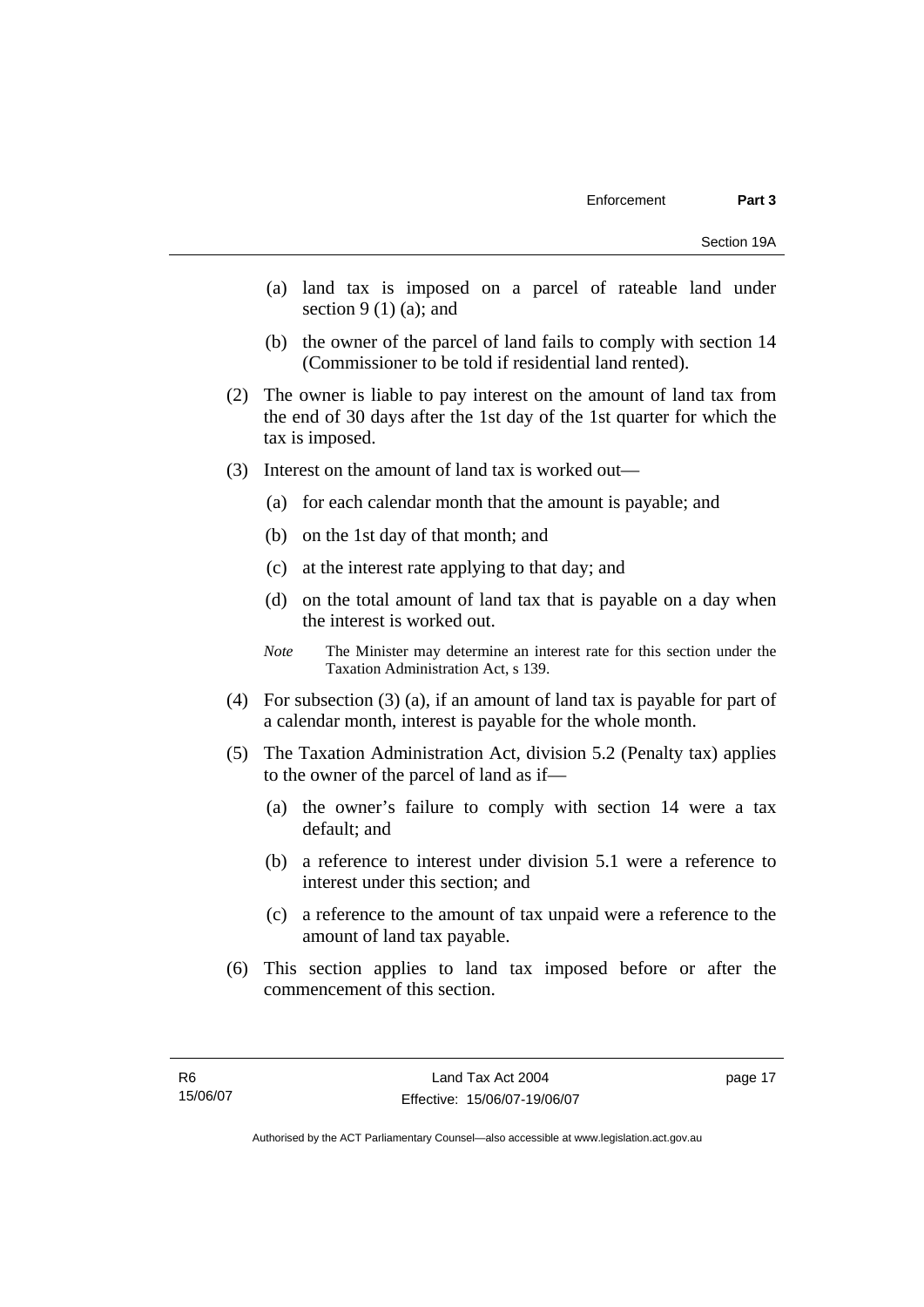(a) land tax is imposed on a parcel of rateable land under section 9 (1) (a); and

(b) the owner of the parcel of land fails to comply with section 14 (Commissioner to be told if residential land rented).

(2) The owner is liable to pay interest on the amount of land tax from the end of 30 days after the 1st day of the 1st quarter for which the tax is imposed.

(3) Interest on the amount of land tax is worked out—

(a) for each calendar month that the amount is payable; and

(b) on the 1st day of that month; and

(c) at the interest rate applying to that day; and

(d) on the total amount of land tax that is payable on a day when the interest is worked out.

*Note* The Minister may determine an interest rate for this section under the Taxation Administration Act, s 139.

(4) For subsection (3) (a), if an amount of land tax is payable for part of a calendar month, interest is payable for the whole month.

(5) The Taxation Administration Act, division 5.2 (Penalty tax) applies to the owner of the parcel of land as if—

(a) the owner's failure to comply with section 14 were a tax default; and

(b) a reference to interest under division 5.1 were a reference to interest under this section; and

(c) a reference to the amount of tax unpaid were a reference to the amount of land tax payable.

(6) This section applies to land tax imposed before or after the commencement of this section.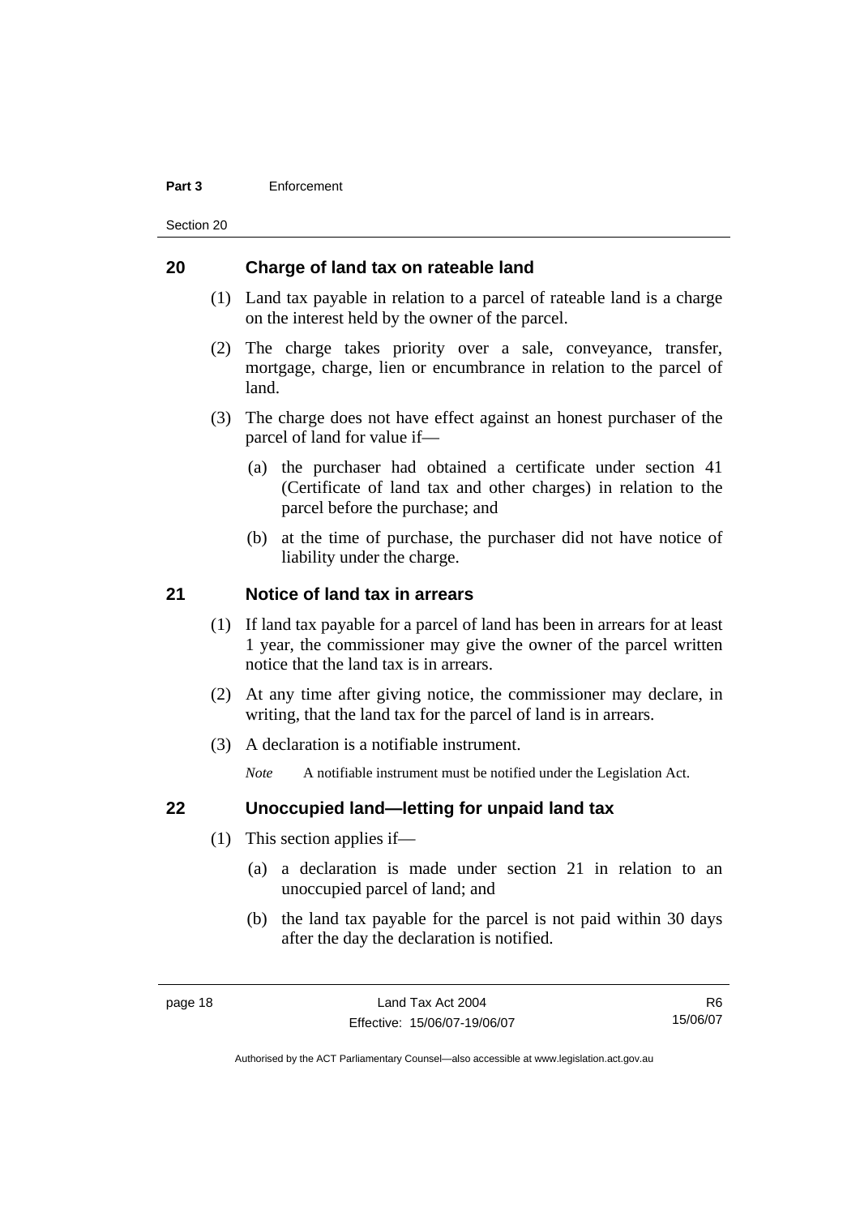## 20 Charge of land tax on rateable land

(1) Land tax payable in relation to a parcel of rateable land is a charge on the interest held by the owner of the parcel.

(2) The charge takes priority over a sale, conveyance, transfer, mortgage, charge, lien or encumbrance in relation to the parcel of land.

(3) The charge does not have effect against an honest purchaser of the parcel of land for value if—

(a) the purchaser had obtained a certificate under section 41 (Certificate of land tax and other charges) in relation to the parcel before the purchase; and

(b) at the time of purchase, the purchaser did not have notice of liability under the charge.

## 21 Notice of land tax in arrears

(1) If land tax payable for a parcel of land has been in arrears for at least 1 year, the commissioner may give the owner of the parcel written notice that the land tax is in arrears.

(2) At any time after giving notice, the commissioner may declare, in writing, that the land tax for the parcel of land is in arrears.

(3) A declaration is a notifiable instrument.

*Note* A notifiable instrument must be notified under the Legislation Act.

## 22 Unoccupied land—letting for unpaid land tax

(1) This section applies if—

(a) a declaration is made under section 21 in relation to an unoccupied parcel of land; and

(b) the land tax payable for the parcel is not paid within 30 days after the day the declaration is notified.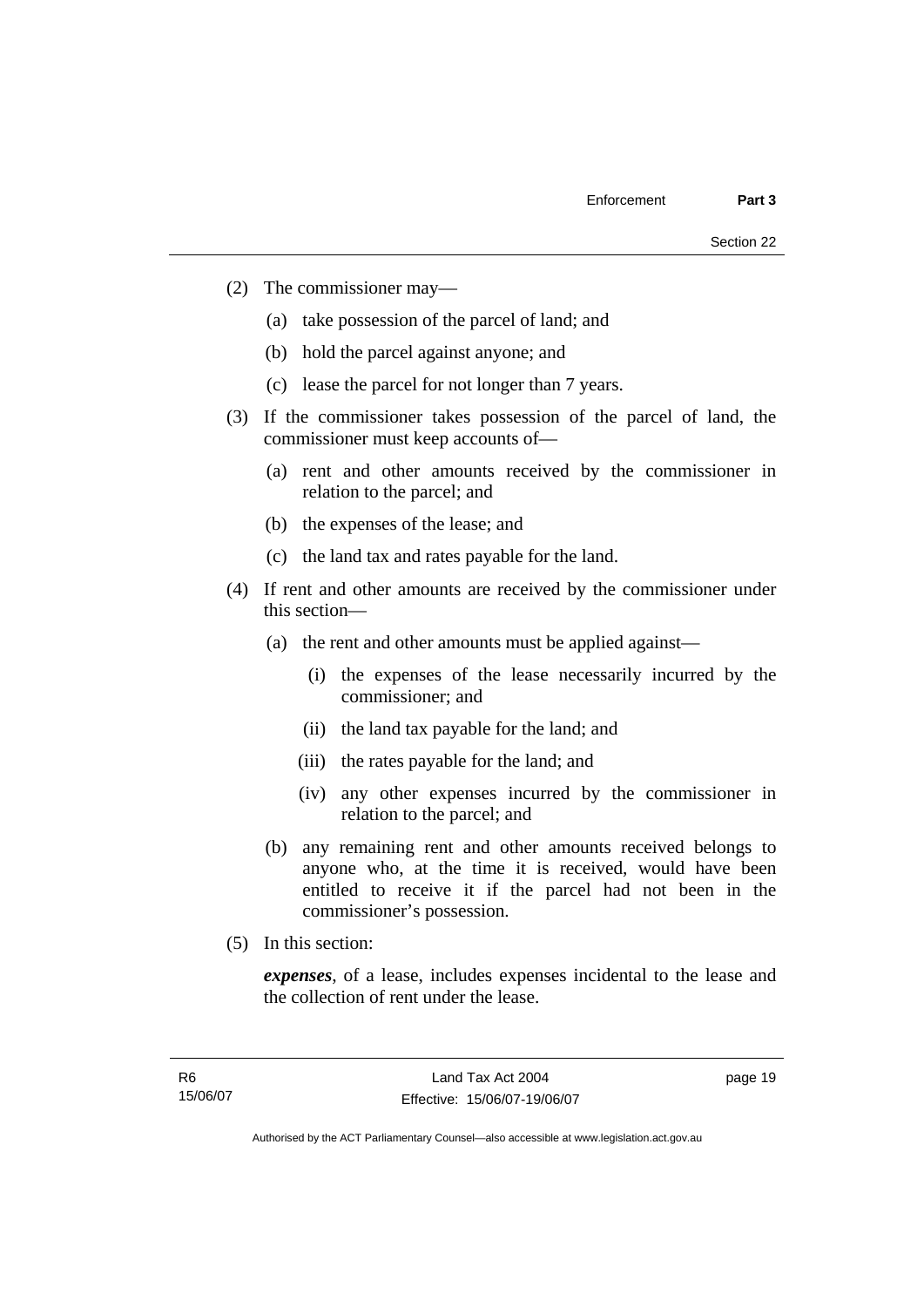(2) The commissioner may—

(a) take possession of the parcel of land; and

(b) hold the parcel against anyone; and

(c) lease the parcel for not longer than 7 years.

(3) If the commissioner takes possession of the parcel of land, the commissioner must keep accounts of—

(a) rent and other amounts received by the commissioner in relation to the parcel; and

(b) the expenses of the lease; and

(c) the land tax and rates payable for the land.

(4) If rent and other amounts are received by the commissioner under this section—

(a) the rent and other amounts must be applied against—

(i) the expenses of the lease necessarily incurred by the commissioner; and

(ii) the land tax payable for the land; and

(iii) the rates payable for the land; and

(iv) any other expenses incurred by the commissioner in relation to the parcel; and

(b) any remaining rent and other amounts received belongs to anyone who, at the time it is received, would have been entitled to receive it if the parcel had not been in the commissioner's possession.

(5) In this section:

***expenses***, of a lease, includes expenses incidental to the lease and the collection of rent under the lease.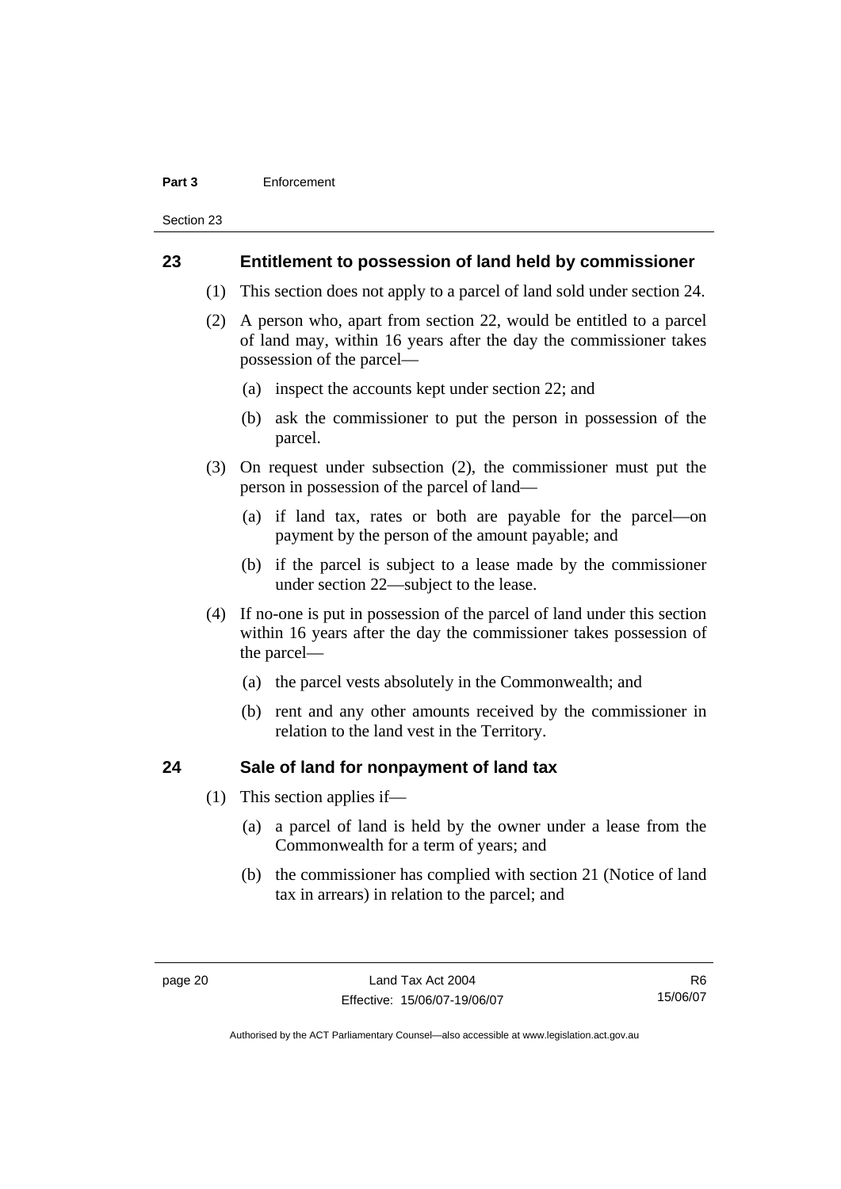## 23 Entitlement to possession of land held by commissioner

(1) This section does not apply to a parcel of land sold under section 24.

(2) A person who, apart from section 22, would be entitled to a parcel of land may, within 16 years after the day the commissioner takes possession of the parcel—

(a) inspect the accounts kept under section 22; and

(b) ask the commissioner to put the person in possession of the parcel.

(3) On request under subsection (2), the commissioner must put the person in possession of the parcel of land—

(a) if land tax, rates or both are payable for the parcel—on payment by the person of the amount payable; and

(b) if the parcel is subject to a lease made by the commissioner under section 22—subject to the lease.

(4) If no-one is put in possession of the parcel of land under this section within 16 years after the day the commissioner takes possession of the parcel—

(a) the parcel vests absolutely in the Commonwealth; and

(b) rent and any other amounts received by the commissioner in relation to the land vest in the Territory.

## 24 Sale of land for nonpayment of land tax

(1) This section applies if—

(a) a parcel of land is held by the owner under a lease from the Commonwealth for a term of years; and

(b) the commissioner has complied with section 21 (Notice of land tax in arrears) in relation to the parcel; and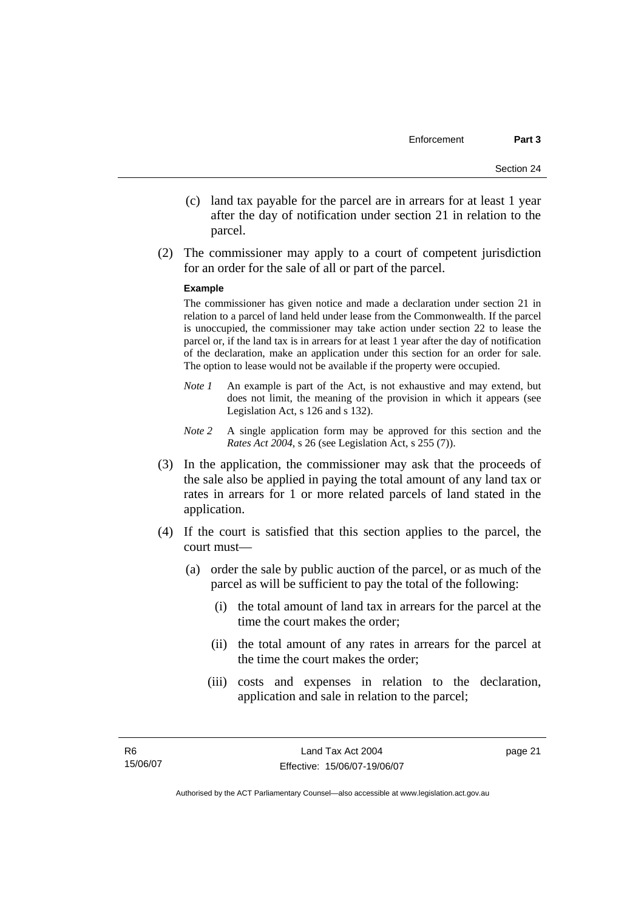(c) land tax payable for the parcel are in arrears for at least 1 year after the day of notification under section 21 in relation to the parcel.

(2) The commissioner may apply to a court of competent jurisdiction for an order for the sale of all or part of the parcel.

**Example**

The commissioner has given notice and made a declaration under section 21 in relation to a parcel of land held under lease from the Commonwealth. If the parcel is unoccupied, the commissioner may take action under section 22 to lease the parcel or, if the land tax is in arrears for at least 1 year after the day of notification of the declaration, make an application under this section for an order for sale. The option to lease would not be available if the property were occupied.

*Note 1* An example is part of the Act, is not exhaustive and may extend, but does not limit, the meaning of the provision in which it appears (see Legislation Act, s 126 and s 132).

*Note 2* A single application form may be approved for this section and the *Rates Act 2004*, s 26 (see Legislation Act, s 255 (7)).

(3) In the application, the commissioner may ask that the proceeds of the sale also be applied in paying the total amount of any land tax or rates in arrears for 1 or more related parcels of land stated in the application.

(4) If the court is satisfied that this section applies to the parcel, the court must—

(a) order the sale by public auction of the parcel, or as much of the parcel as will be sufficient to pay the total of the following:

(i) the total amount of land tax in arrears for the parcel at the time the court makes the order;

(ii) the total amount of any rates in arrears for the parcel at the time the court makes the order;

(iii) costs and expenses in relation to the declaration, application and sale in relation to the parcel;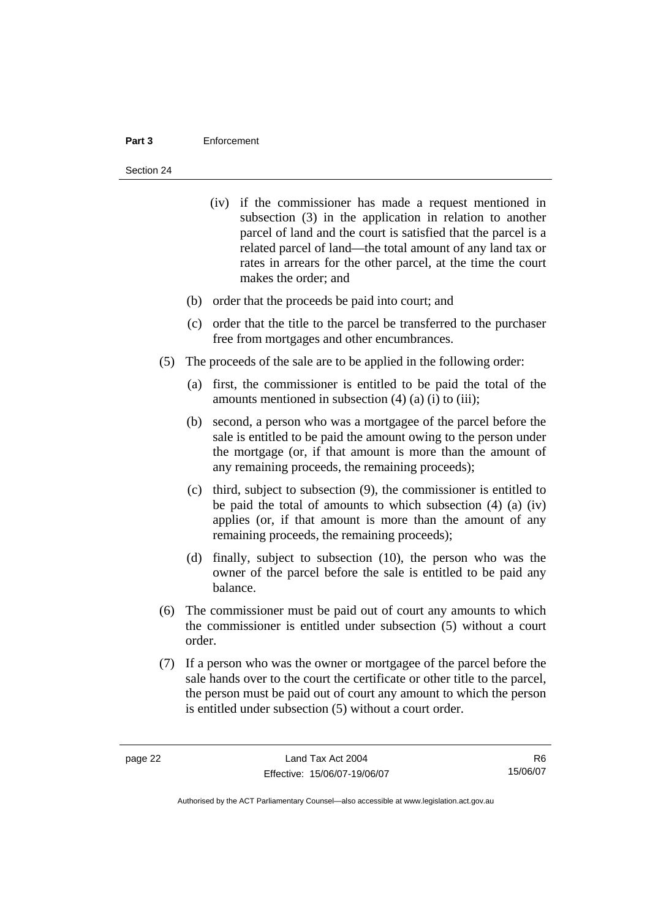(iv) if the commissioner has made a request mentioned in subsection (3) in the application in relation to another parcel of land and the court is satisfied that the parcel is a related parcel of land—the total amount of any land tax or rates in arrears for the other parcel, at the time the court makes the order; and

(b) order that the proceeds be paid into court; and

(c) order that the title to the parcel be transferred to the purchaser free from mortgages and other encumbrances.

(5) The proceeds of the sale are to be applied in the following order:

(a) first, the commissioner is entitled to be paid the total of the amounts mentioned in subsection (4) (a) (i) to (iii);

(b) second, a person who was a mortgagee of the parcel before the sale is entitled to be paid the amount owing to the person under the mortgage (or, if that amount is more than the amount of any remaining proceeds, the remaining proceeds);

(c) third, subject to subsection (9), the commissioner is entitled to be paid the total of amounts to which subsection (4) (a) (iv) applies (or, if that amount is more than the amount of any remaining proceeds, the remaining proceeds);

(d) finally, subject to subsection (10), the person who was the owner of the parcel before the sale is entitled to be paid any balance.

(6) The commissioner must be paid out of court any amounts to which the commissioner is entitled under subsection (5) without a court order.

(7) If a person who was the owner or mortgagee of the parcel before the sale hands over to the court the certificate or other title to the parcel, the person must be paid out of court any amount to which the person is entitled under subsection (5) without a court order.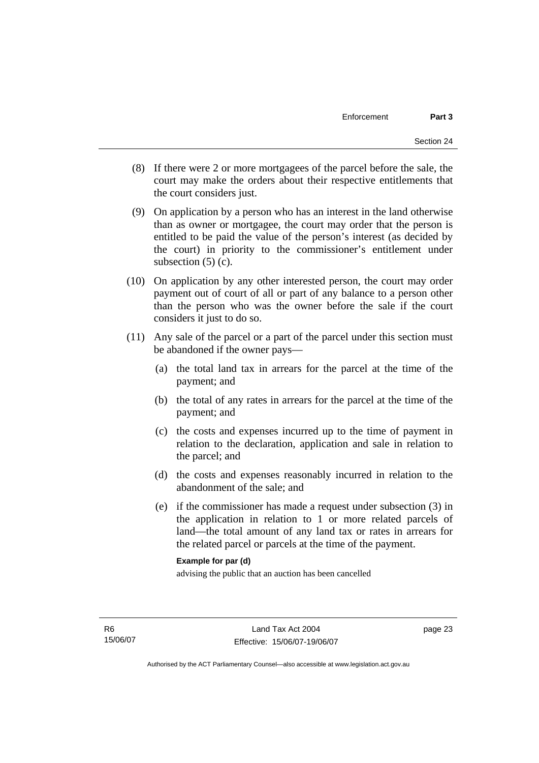(8) If there were 2 or more mortgagees of the parcel before the sale, the court may make the orders about their respective entitlements that the court considers just.

(9) On application by a person who has an interest in the land otherwise than as owner or mortgagee, the court may order that the person is entitled to be paid the value of the person's interest (as decided by the court) in priority to the commissioner's entitlement under subsection (5) (c).

(10) On application by any other interested person, the court may order payment out of court of all or part of any balance to a person other than the person who was the owner before the sale if the court considers it just to do so.

(11) Any sale of the parcel or a part of the parcel under this section must be abandoned if the owner pays—

(a) the total land tax in arrears for the parcel at the time of the payment; and

(b) the total of any rates in arrears for the parcel at the time of the payment; and

(c) the costs and expenses incurred up to the time of payment in relation to the declaration, application and sale in relation to the parcel; and

(d) the costs and expenses reasonably incurred in relation to the abandonment of the sale; and

(e) if the commissioner has made a request under subsection (3) in the application in relation to 1 or more related parcels of land—the total amount of any land tax or rates in arrears for the related parcel or parcels at the time of the payment.

**Example for par (d)**

advising the public that an auction has been cancelled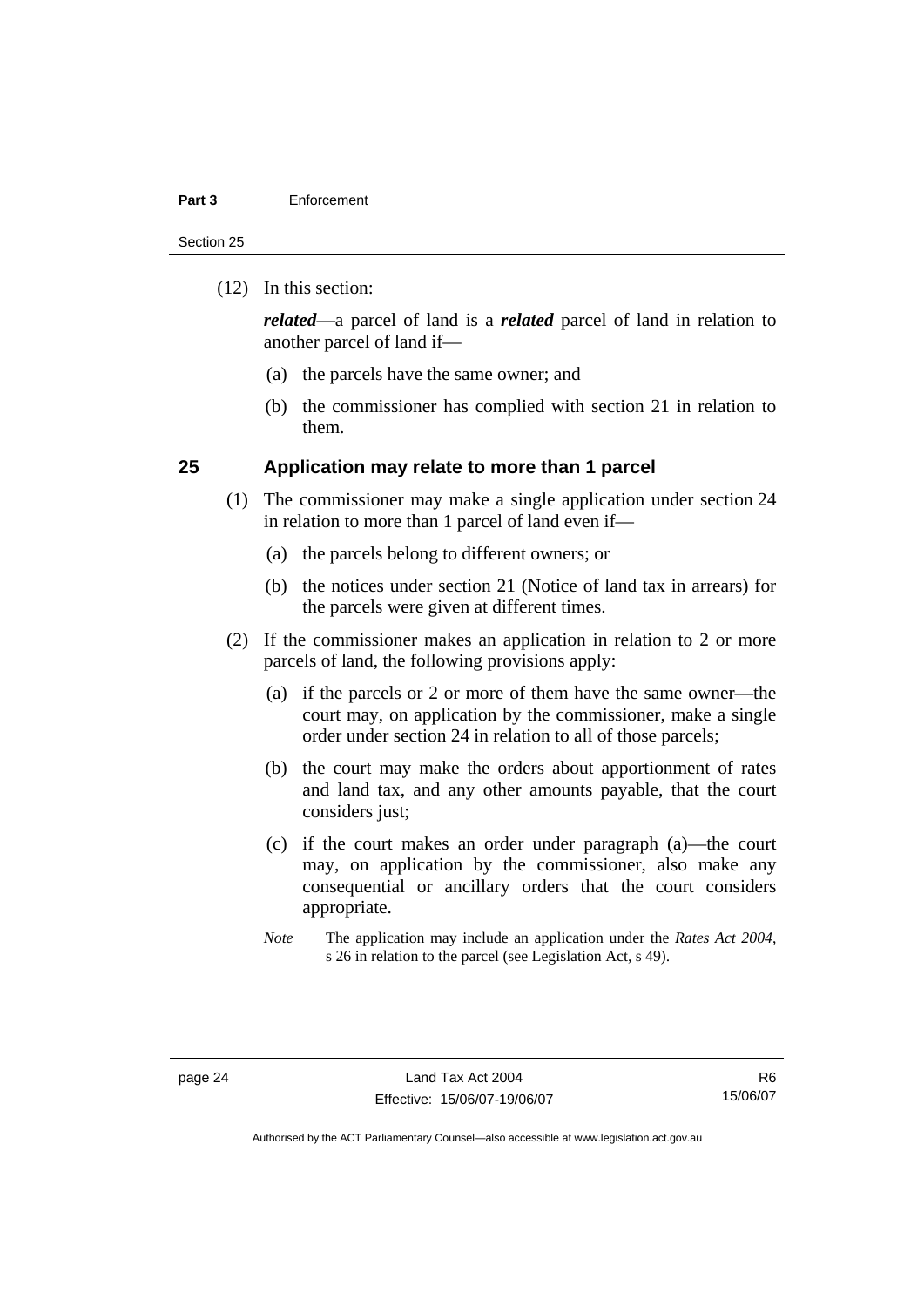(12) In this section:

***related***—a parcel of land is a ***related*** parcel of land in relation to another parcel of land if—

(a) the parcels have the same owner; and

(b) the commissioner has complied with section 21 in relation to them.

## 25 Application may relate to more than 1 parcel

(1) The commissioner may make a single application under section 24 in relation to more than 1 parcel of land even if—

(a) the parcels belong to different owners; or

(b) the notices under section 21 (Notice of land tax in arrears) for the parcels were given at different times.

(2) If the commissioner makes an application in relation to 2 or more parcels of land, the following provisions apply:

(a) if the parcels or 2 or more of them have the same owner—the court may, on application by the commissioner, make a single order under section 24 in relation to all of those parcels;

(b) the court may make the orders about apportionment of rates and land tax, and any other amounts payable, that the court considers just;

(c) if the court makes an order under paragraph (a)—the court may, on application by the commissioner, also make any consequential or ancillary orders that the court considers appropriate.

*Note* The application may include an application under the *Rates Act 2004*, s 26 in relation to the parcel (see Legislation Act, s 49).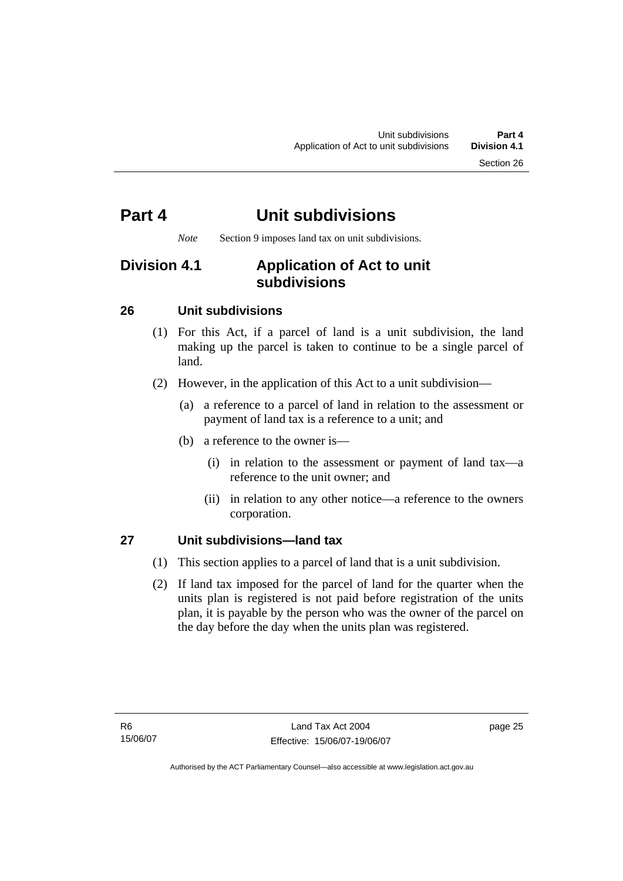# Part 4 Unit subdivisions

*Note* Section 9 imposes land tax on unit subdivisions.

## Division 4.1 Application of Act to unit subdivisions

### 26 Unit subdivisions

(1) For this Act, if a parcel of land is a unit subdivision, the land making up the parcel is taken to continue to be a single parcel of land.

(2) However, in the application of this Act to a unit subdivision—

(a) a reference to a parcel of land in relation to the assessment or payment of land tax is a reference to a unit; and

(b) a reference to the owner is—

(i) in relation to the assessment or payment of land tax—a reference to the unit owner; and

(ii) in relation to any other notice—a reference to the owners corporation.

### 27 Unit subdivisions—land tax

(1) This section applies to a parcel of land that is a unit subdivision.

(2) If land tax imposed for the parcel of land for the quarter when the units plan is registered is not paid before registration of the units plan, it is payable by the person who was the owner of the parcel on the day before the day when the units plan was registered.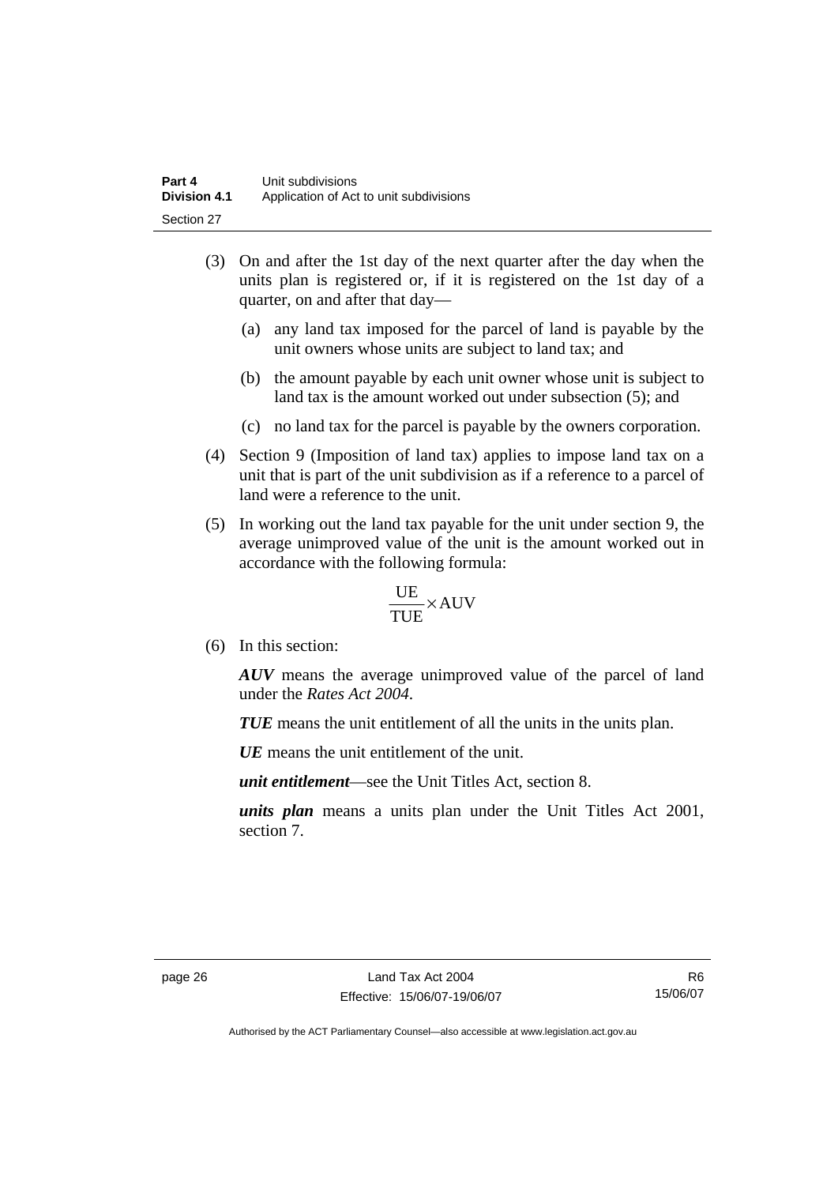(3) On and after the 1st day of the next quarter after the day when the units plan is registered or, if it is registered on the 1st day of a quarter, on and after that day—

(a) any land tax imposed for the parcel of land is payable by the unit owners whose units are subject to land tax; and

(b) the amount payable by each unit owner whose unit is subject to land tax is the amount worked out under subsection (5); and

(c) no land tax for the parcel is payable by the owners corporation.

(4) Section 9 (Imposition of land tax) applies to impose land tax on a unit that is part of the unit subdivision as if a reference to a parcel of land were a reference to the unit.

(5) In working out the land tax payable for the unit under section 9, the average unimproved value of the unit is the amount worked out in accordance with the following formula:

$$\frac{\text{UE}}{\text{TUE}} \times \text{AUV}$$

(6) In this section:

***AUV*** means the average unimproved value of the parcel of land under the *Rates Act 2004*.

***TUE*** means the unit entitlement of all the units in the units plan.

***UE*** means the unit entitlement of the unit.

***unit entitlement***—see the Unit Titles Act, section 8.

***units plan*** means a units plan under the Unit Titles Act 2001, section 7.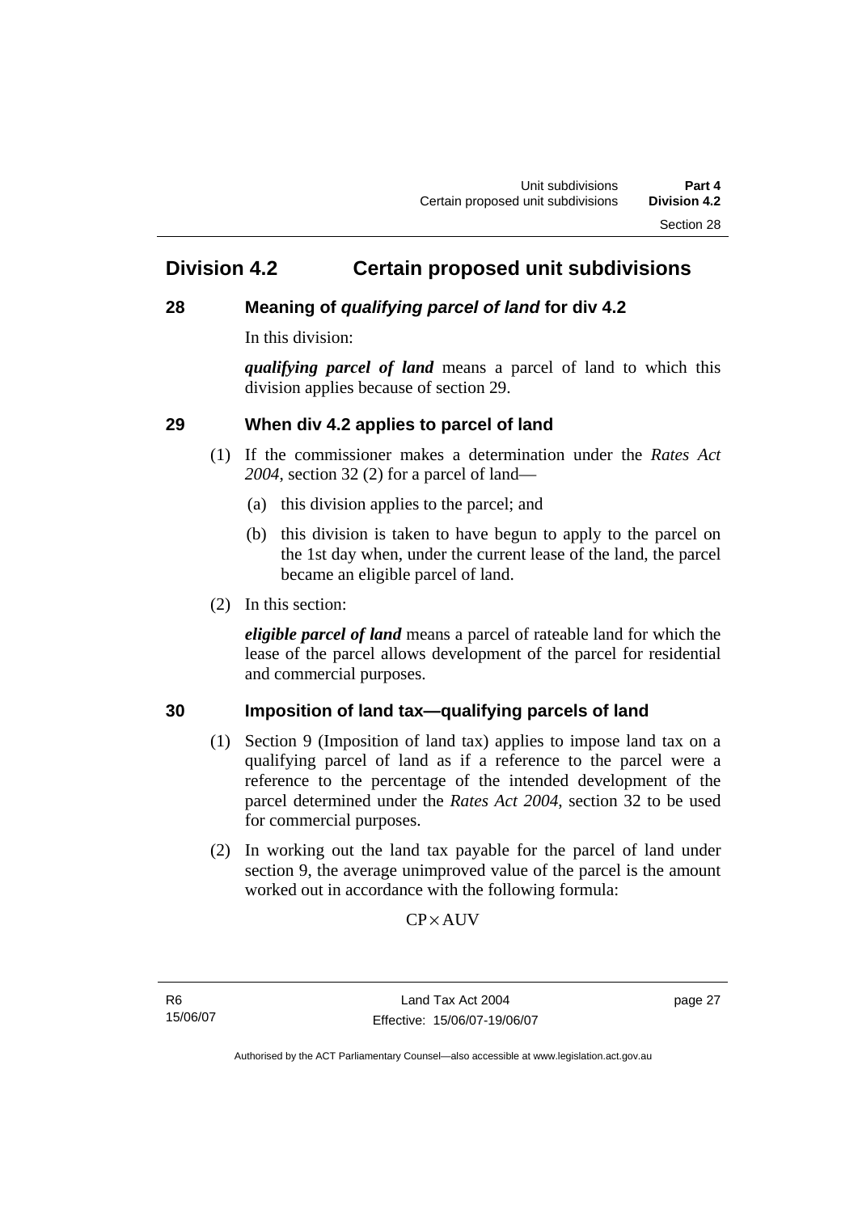## Division 4.2 Certain proposed unit subdivisions

### 28 Meaning of *qualifying parcel of land* for div 4.2

In this division:

***qualifying parcel of land*** means a parcel of land to which this division applies because of section 29.

### 29 When div 4.2 applies to parcel of land

(1) If the commissioner makes a determination under the *Rates Act 2004*, section 32 (2) for a parcel of land—

(a) this division applies to the parcel; and

(b) this division is taken to have begun to apply to the parcel on the 1st day when, under the current lease of the land, the parcel became an eligible parcel of land.

(2) In this section:

***eligible parcel of land*** means a parcel of rateable land for which the lease of the parcel allows development of the parcel for residential and commercial purposes.

### 30 Imposition of land tax—qualifying parcels of land

(1) Section 9 (Imposition of land tax) applies to impose land tax on a qualifying parcel of land as if a reference to the parcel were a reference to the percentage of the intended development of the parcel determined under the *Rates Act 2004*, section 32 to be used for commercial purposes.

(2) In working out the land tax payable for the parcel of land under section 9, the average unimproved value of the parcel is the amount worked out in accordance with the following formula:

$$CP \times AUV$$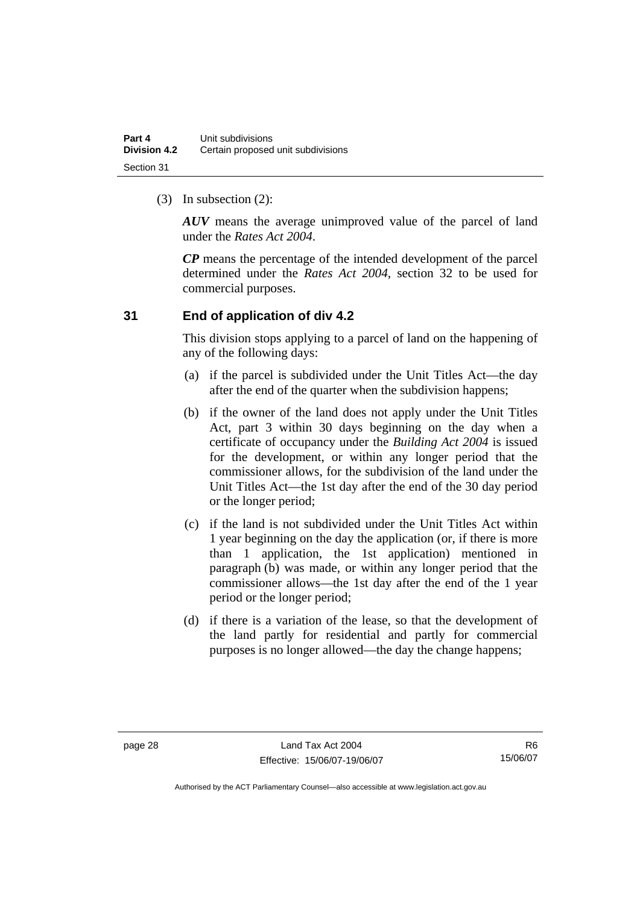(3) In subsection (2):

***AUV*** means the average unimproved value of the parcel of land under the *Rates Act 2004*.

***CP*** means the percentage of the intended development of the parcel determined under the *Rates Act 2004*, section 32 to be used for commercial purposes.

### 31 End of application of div 4.2

This division stops applying to a parcel of land on the happening of any of the following days:

(a) if the parcel is subdivided under the Unit Titles Act—the day after the end of the quarter when the subdivision happens;

(b) if the owner of the land does not apply under the Unit Titles Act, part 3 within 30 days beginning on the day when a certificate of occupancy under the *Building Act 2004* is issued for the development, or within any longer period that the commissioner allows, for the subdivision of the land under the Unit Titles Act—the 1st day after the end of the 30 day period or the longer period;

(c) if the land is not subdivided under the Unit Titles Act within 1 year beginning on the day the application (or, if there is more than 1 application, the 1st application) mentioned in paragraph (b) was made, or within any longer period that the commissioner allows—the 1st day after the end of the 1 year period or the longer period;

(d) if there is a variation of the lease, so that the development of the land partly for residential and partly for commercial purposes is no longer allowed—the day the change happens;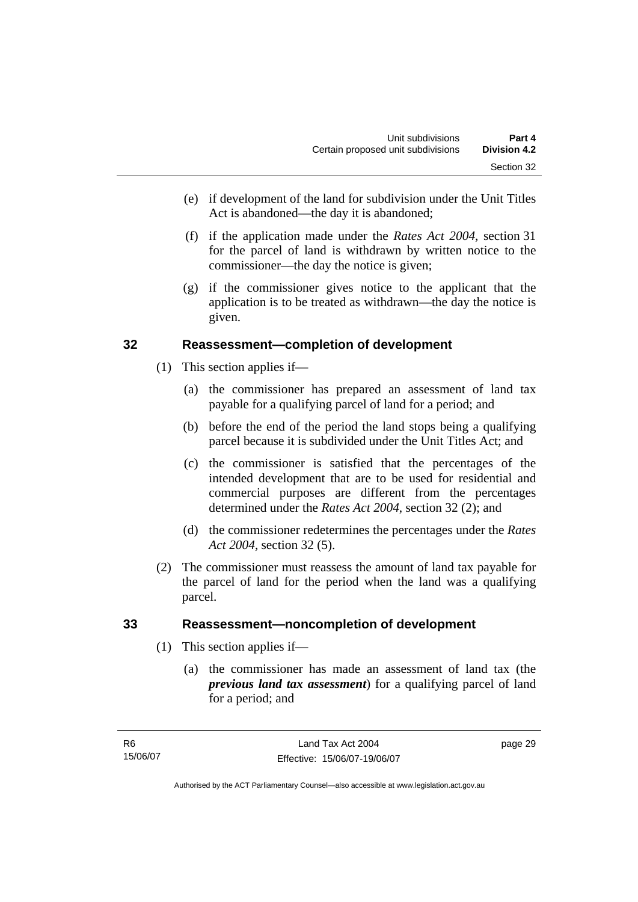(e) if development of the land for subdivision under the Unit Titles Act is abandoned—the day it is abandoned;

(f) if the application made under the *Rates Act 2004*, section 31 for the parcel of land is withdrawn by written notice to the commissioner—the day the notice is given;

(g) if the commissioner gives notice to the applicant that the application is to be treated as withdrawn—the day the notice is given.

## 32 Reassessment—completion of development

(1) This section applies if—

(a) the commissioner has prepared an assessment of land tax payable for a qualifying parcel of land for a period; and

(b) before the end of the period the land stops being a qualifying parcel because it is subdivided under the Unit Titles Act; and

(c) the commissioner is satisfied that the percentages of the intended development that are to be used for residential and commercial purposes are different from the percentages determined under the *Rates Act 2004*, section 32 (2); and

(d) the commissioner redetermines the percentages under the *Rates Act 2004*, section 32 (5).

(2) The commissioner must reassess the amount of land tax payable for the parcel of land for the period when the land was a qualifying parcel.

## 33 Reassessment—noncompletion of development

(1) This section applies if—

(a) the commissioner has made an assessment of land tax (the ***previous land tax assessment***) for a qualifying parcel of land for a period; and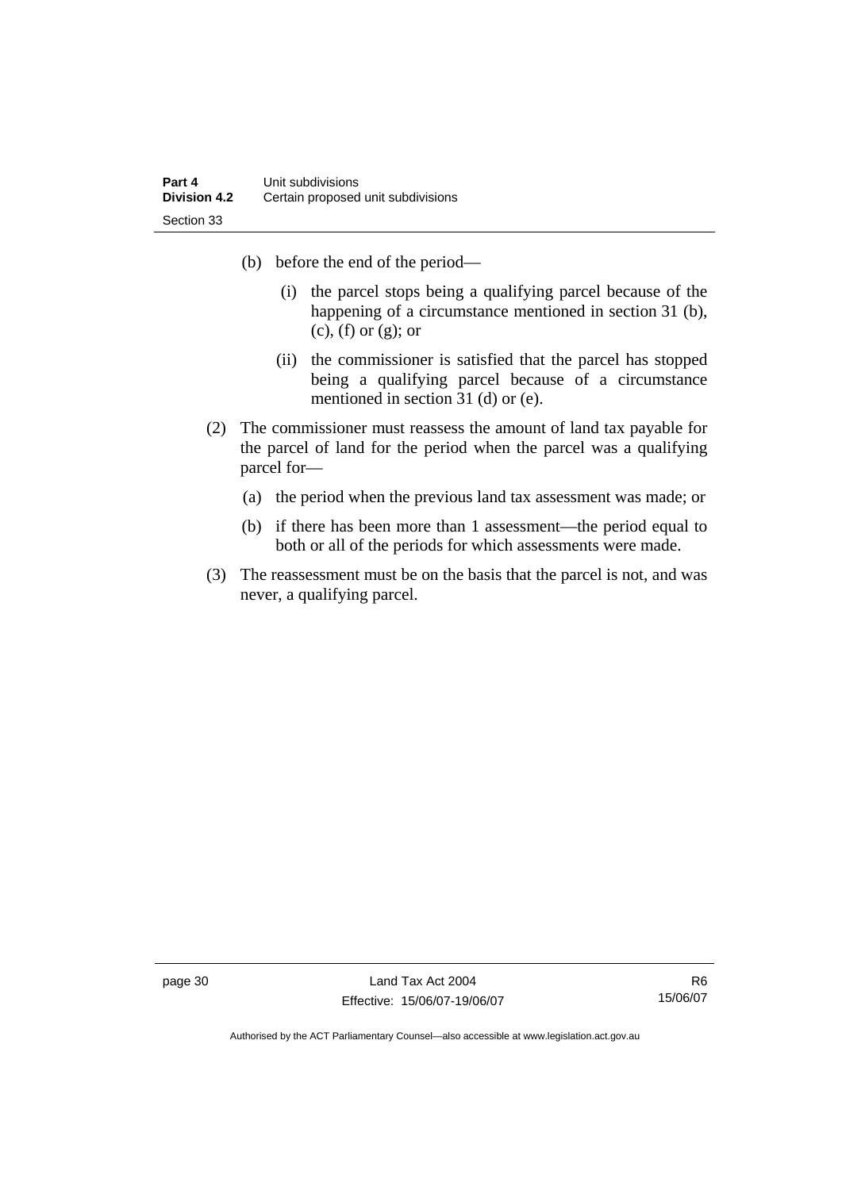(b) before the end of the period—

(i) the parcel stops being a qualifying parcel because of the happening of a circumstance mentioned in section 31 (b), (c), (f) or (g); or

(ii) the commissioner is satisfied that the parcel has stopped being a qualifying parcel because of a circumstance mentioned in section 31 (d) or (e).

(2) The commissioner must reassess the amount of land tax payable for the parcel of land for the period when the parcel was a qualifying parcel for—

(a) the period when the previous land tax assessment was made; or

(b) if there has been more than 1 assessment—the period equal to both or all of the periods for which assessments were made.

(3) The reassessment must be on the basis that the parcel is not, and was never, a qualifying parcel.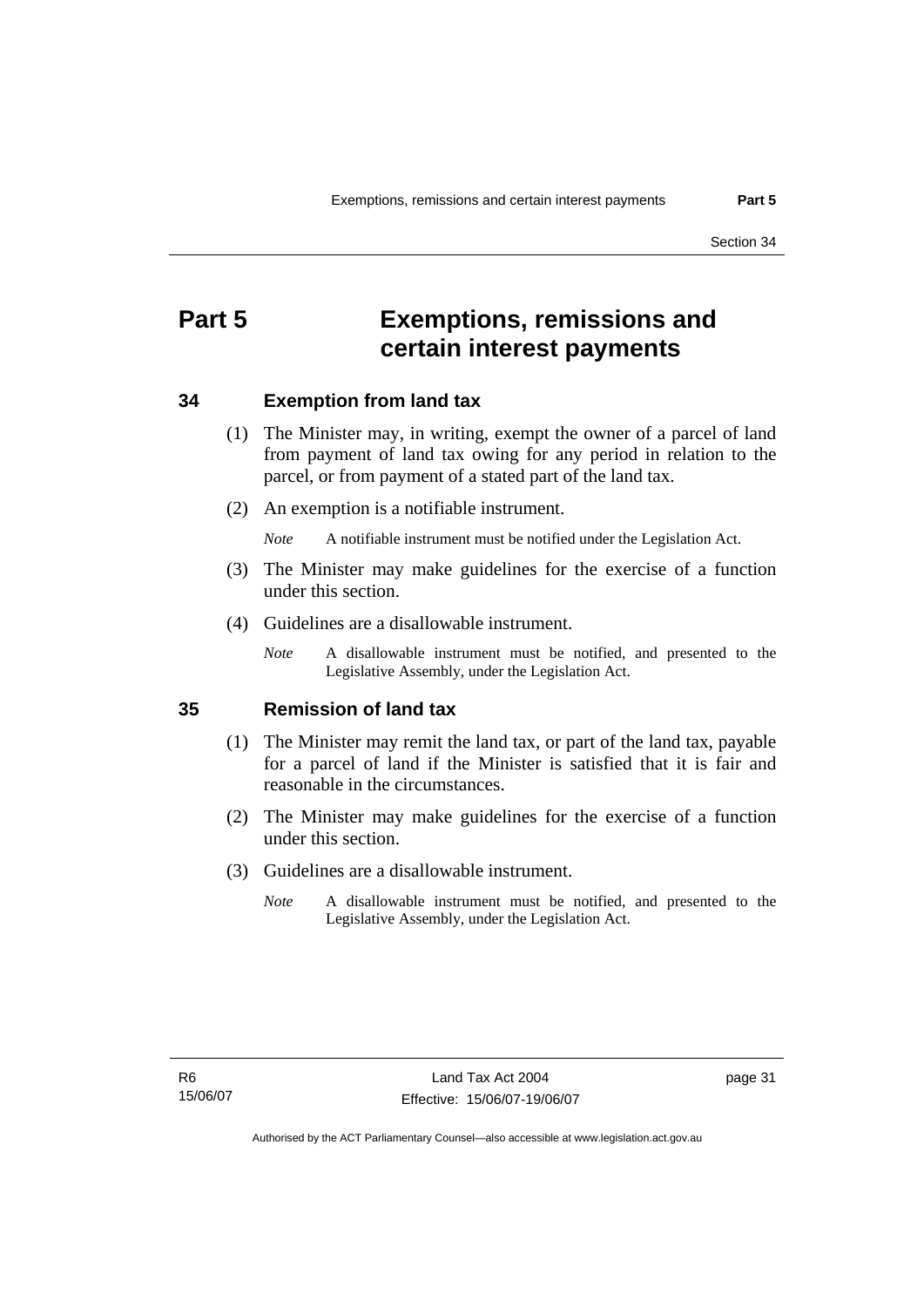# Part 5 Exemptions, remissions and certain interest payments

## 34 Exemption from land tax

(1) The Minister may, in writing, exempt the owner of a parcel of land from payment of land tax owing for any period in relation to the parcel, or from payment of a stated part of the land tax.

(2) An exemption is a notifiable instrument.

*Note* A notifiable instrument must be notified under the Legislation Act.

(3) The Minister may make guidelines for the exercise of a function under this section.

(4) Guidelines are a disallowable instrument.

*Note* A disallowable instrument must be notified, and presented to the Legislative Assembly, under the Legislation Act.

## 35 Remission of land tax

(1) The Minister may remit the land tax, or part of the land tax, payable for a parcel of land if the Minister is satisfied that it is fair and reasonable in the circumstances.

(2) The Minister may make guidelines for the exercise of a function under this section.

(3) Guidelines are a disallowable instrument.

*Note* A disallowable instrument must be notified, and presented to the Legislative Assembly, under the Legislation Act.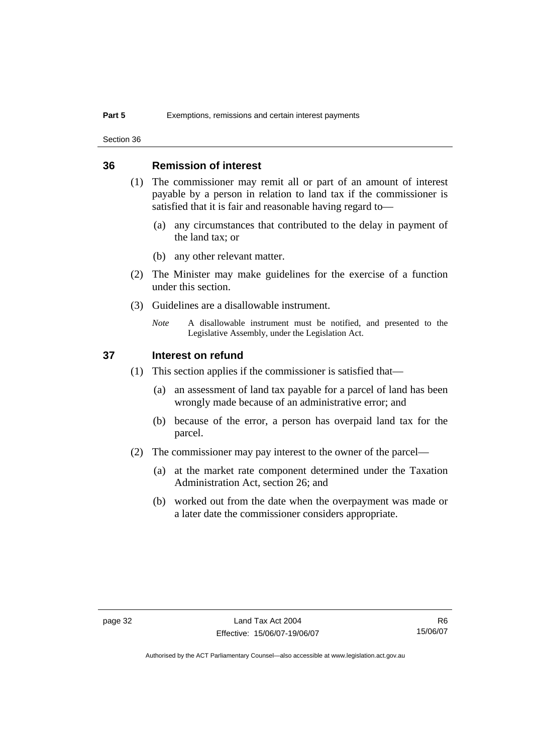## 36 Remission of interest

(1) The commissioner may remit all or part of an amount of interest payable by a person in relation to land tax if the commissioner is satisfied that it is fair and reasonable having regard to—

(a) any circumstances that contributed to the delay in payment of the land tax; or

(b) any other relevant matter.

(2) The Minister may make guidelines for the exercise of a function under this section.

(3) Guidelines are a disallowable instrument.

*Note* A disallowable instrument must be notified, and presented to the Legislative Assembly, under the Legislation Act.

## 37 Interest on refund

(1) This section applies if the commissioner is satisfied that—

(a) an assessment of land tax payable for a parcel of land has been wrongly made because of an administrative error; and

(b) because of the error, a person has overpaid land tax for the parcel.

(2) The commissioner may pay interest to the owner of the parcel—

(a) at the market rate component determined under the Taxation Administration Act, section 26; and

(b) worked out from the date when the overpayment was made or a later date the commissioner considers appropriate.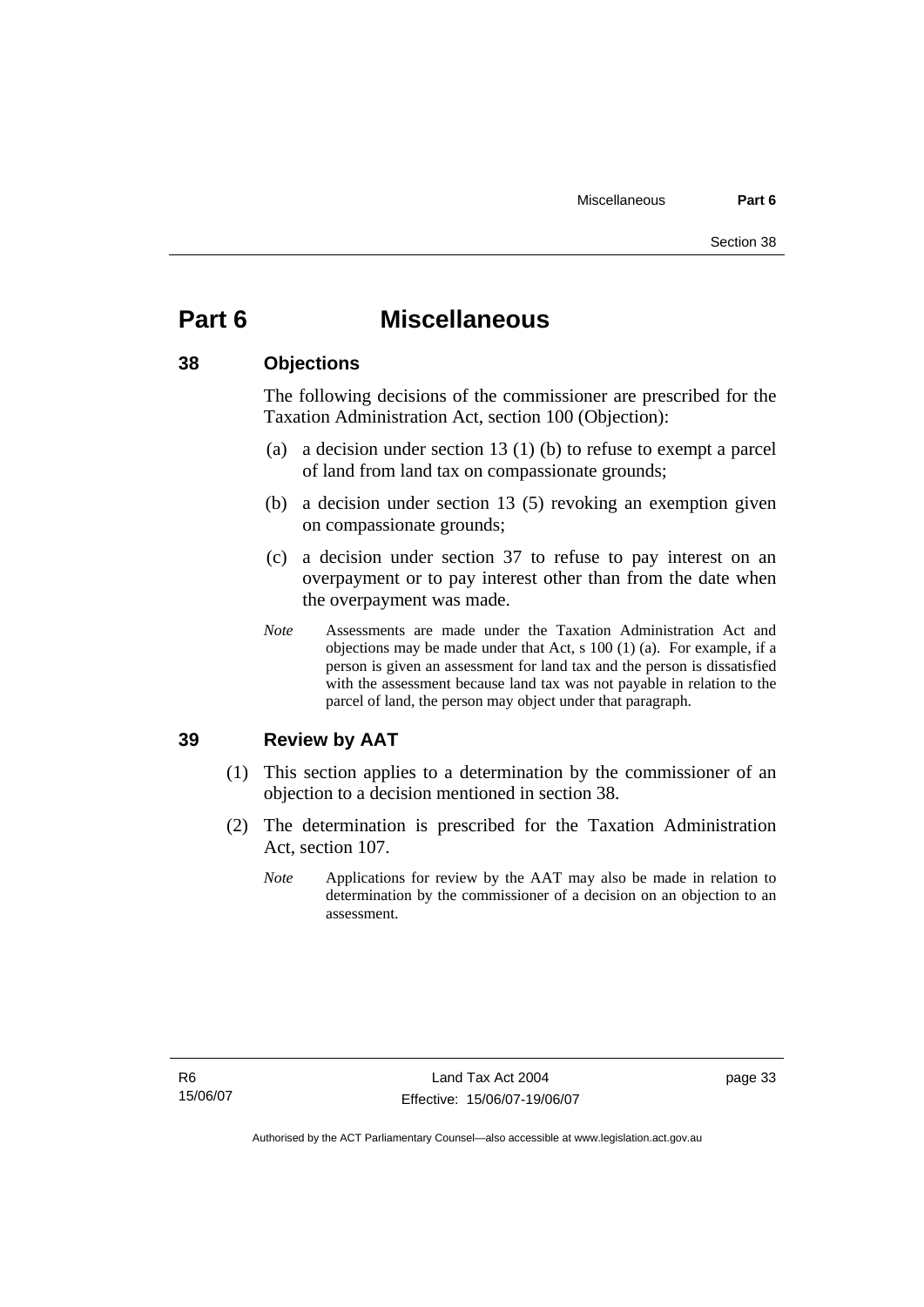# Part 6 Miscellaneous

## 38 Objections

The following decisions of the commissioner are prescribed for the Taxation Administration Act, section 100 (Objection):

(a) a decision under section 13 (1) (b) to refuse to exempt a parcel of land from land tax on compassionate grounds;

(b) a decision under section 13 (5) revoking an exemption given on compassionate grounds;

(c) a decision under section 37 to refuse to pay interest on an overpayment or to pay interest other than from the date when the overpayment was made.

*Note* Assessments are made under the Taxation Administration Act and objections may be made under that Act, s 100 (1) (a). For example, if a person is given an assessment for land tax and the person is dissatisfied with the assessment because land tax was not payable in relation to the parcel of land, the person may object under that paragraph.

## 39 Review by AAT

(1) This section applies to a determination by the commissioner of an objection to a decision mentioned in section 38.

(2) The determination is prescribed for the Taxation Administration Act, section 107.

*Note* Applications for review by the AAT may also be made in relation to determination by the commissioner of a decision on an objection to an assessment.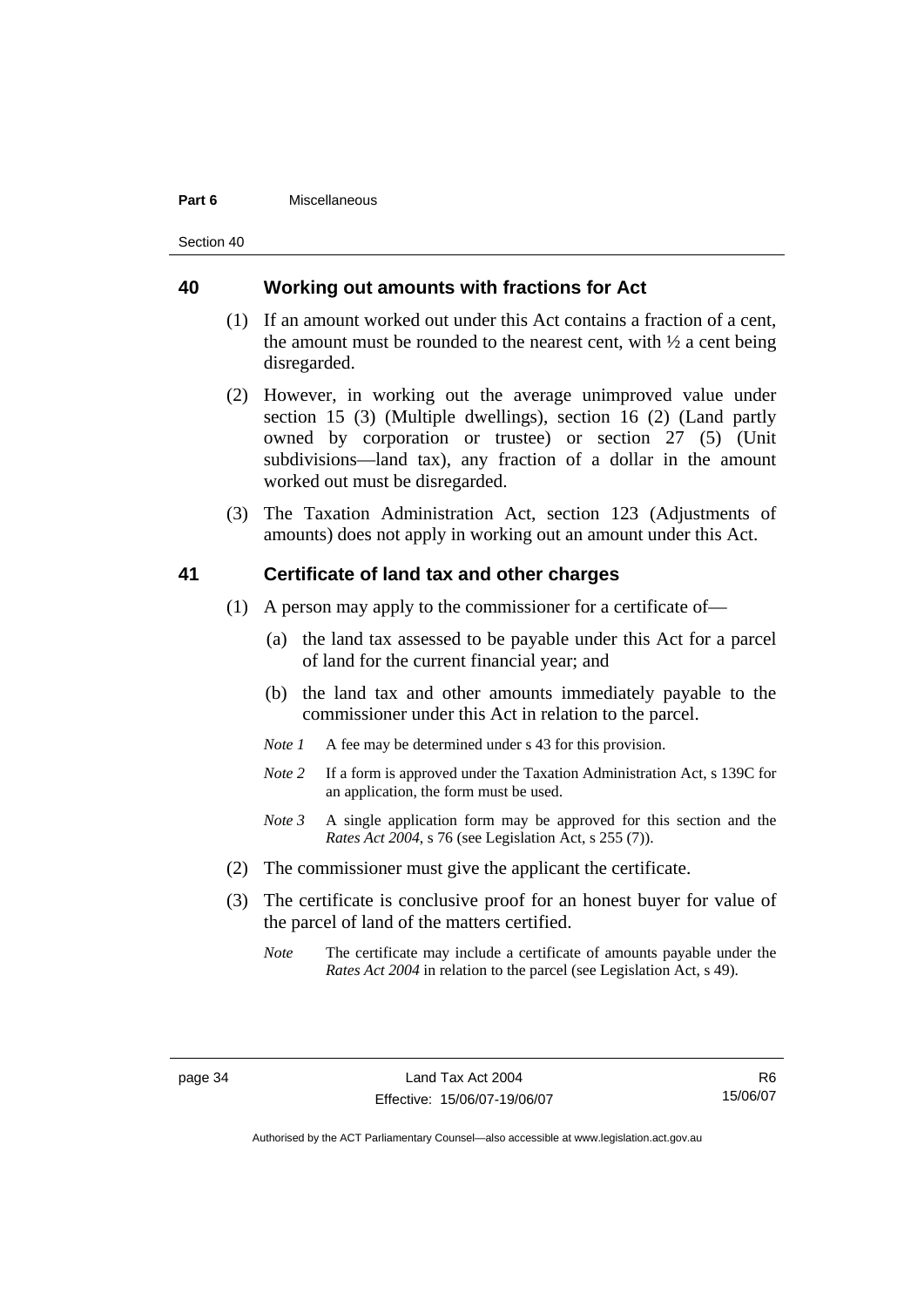## 40 Working out amounts with fractions for Act

(1) If an amount worked out under this Act contains a fraction of a cent, the amount must be rounded to the nearest cent, with ½ a cent being disregarded.

(2) However, in working out the average unimproved value under section 15 (3) (Multiple dwellings), section 16 (2) (Land partly owned by corporation or trustee) or section 27 (5) (Unit subdivisions—land tax), any fraction of a dollar in the amount worked out must be disregarded.

(3) The Taxation Administration Act, section 123 (Adjustments of amounts) does not apply in working out an amount under this Act.

## 41 Certificate of land tax and other charges

(1) A person may apply to the commissioner for a certificate of—

(a) the land tax assessed to be payable under this Act for a parcel of land for the current financial year; and

(b) the land tax and other amounts immediately payable to the commissioner under this Act in relation to the parcel.

*Note 1* A fee may be determined under s 43 for this provision.

*Note 2* If a form is approved under the Taxation Administration Act, s 139C for an application, the form must be used.

*Note 3* A single application form may be approved for this section and the *Rates Act 2004*, s 76 (see Legislation Act, s 255 (7)).

(2) The commissioner must give the applicant the certificate.

(3) The certificate is conclusive proof for an honest buyer for value of the parcel of land of the matters certified.

*Note* The certificate may include a certificate of amounts payable under the *Rates Act 2004* in relation to the parcel (see Legislation Act, s 49).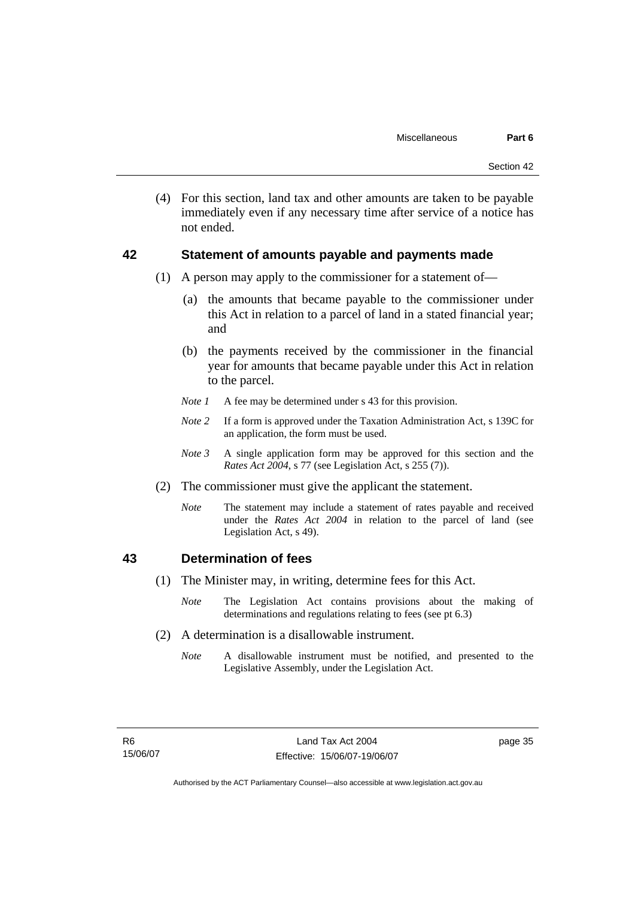(4) For this section, land tax and other amounts are taken to be payable immediately even if any necessary time after service of a notice has not ended.

## 42 Statement of amounts payable and payments made

(1) A person may apply to the commissioner for a statement of—

(a) the amounts that became payable to the commissioner under this Act in relation to a parcel of land in a stated financial year; and

(b) the payments received by the commissioner in the financial year for amounts that became payable under this Act in relation to the parcel.

*Note 1* A fee may be determined under s 43 for this provision.

*Note 2* If a form is approved under the Taxation Administration Act, s 139C for an application, the form must be used.

*Note 3* A single application form may be approved for this section and the *Rates Act 2004*, s 77 (see Legislation Act, s 255 (7)).

(2) The commissioner must give the applicant the statement.

*Note* The statement may include a statement of rates payable and received under the *Rates Act 2004* in relation to the parcel of land (see Legislation Act, s 49).

## 43 Determination of fees

(1) The Minister may, in writing, determine fees for this Act.

*Note* The Legislation Act contains provisions about the making of determinations and regulations relating to fees (see pt 6.3)

(2) A determination is a disallowable instrument.

*Note* A disallowable instrument must be notified, and presented to the Legislative Assembly, under the Legislation Act.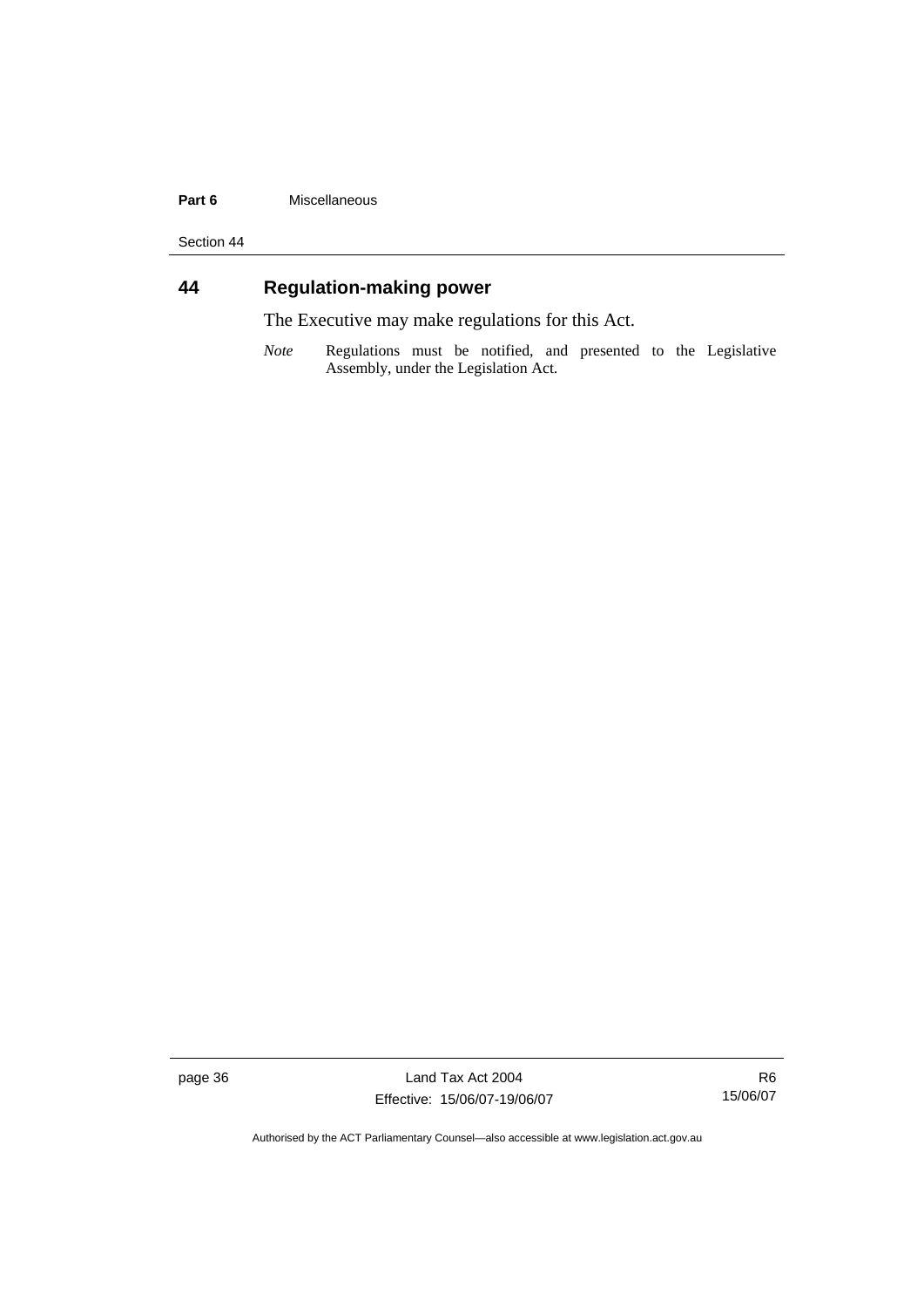## 44 Regulation-making power

The Executive may make regulations for this Act.

*Note* Regulations must be notified, and presented to the Legislative Assembly, under the Legislation Act.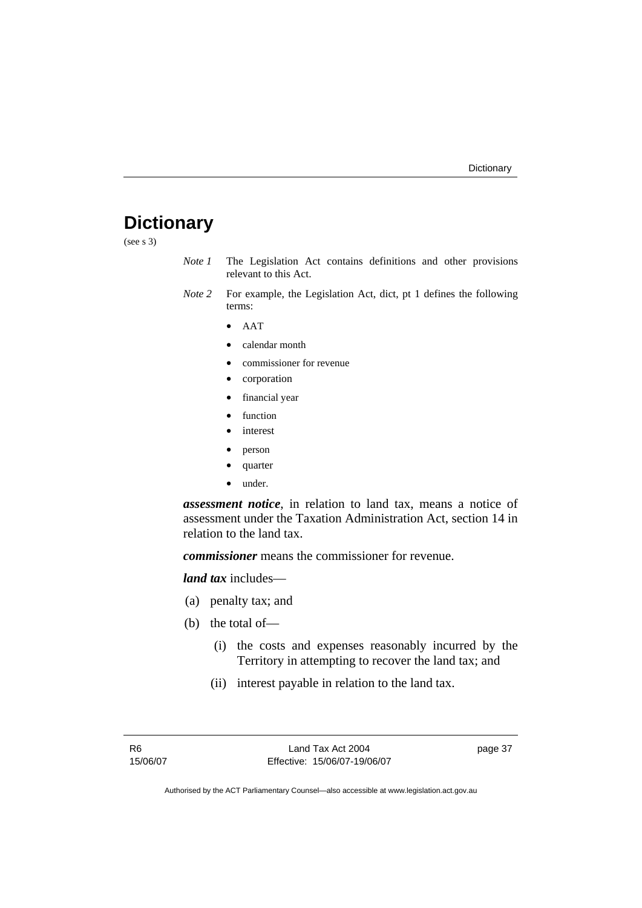# Dictionary

(see s 3)

*Note 1* The Legislation Act contains definitions and other provisions relevant to this Act.

*Note 2* For example, the Legislation Act, dict, pt 1 defines the following terms:

- AAT
- calendar month
- commissioner for revenue
- corporation
- financial year
- function
- interest
- person
- quarter
- under.

***assessment notice***, in relation to land tax, means a notice of assessment under the Taxation Administration Act, section 14 in relation to the land tax.

***commissioner*** means the commissioner for revenue.

***land tax*** includes—

(a) penalty tax; and

(b) the total of—

(i) the costs and expenses reasonably incurred by the Territory in attempting to recover the land tax; and

(ii) interest payable in relation to the land tax.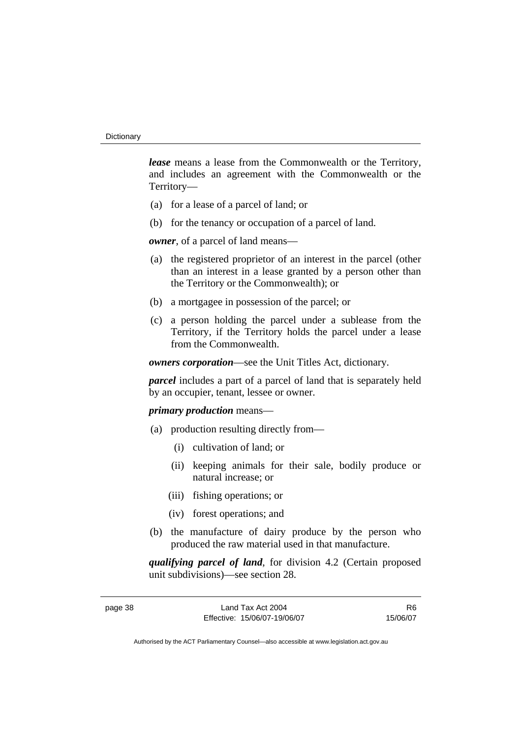***lease*** means a lease from the Commonwealth or the Territory, and includes an agreement with the Commonwealth or the Territory—

(a) for a lease of a parcel of land; or

(b) for the tenancy or occupation of a parcel of land.

***owner***, of a parcel of land means—

(a) the registered proprietor of an interest in the parcel (other than an interest in a lease granted by a person other than the Territory or the Commonwealth); or

(b) a mortgagee in possession of the parcel; or

(c) a person holding the parcel under a sublease from the Territory, if the Territory holds the parcel under a lease from the Commonwealth.

***owners corporation***—see the Unit Titles Act, dictionary.

***parcel*** includes a part of a parcel of land that is separately held by an occupier, tenant, lessee or owner.

***primary production*** means—

(a) production resulting directly from—

  (i) cultivation of land; or

  (ii) keeping animals for their sale, bodily produce or natural increase; or

  (iii) fishing operations; or

  (iv) forest operations; and

(b) the manufacture of dairy produce by the person who produced the raw material used in that manufacture.

***qualifying parcel of land***, for division 4.2 (Certain proposed unit subdivisions)—see section 28.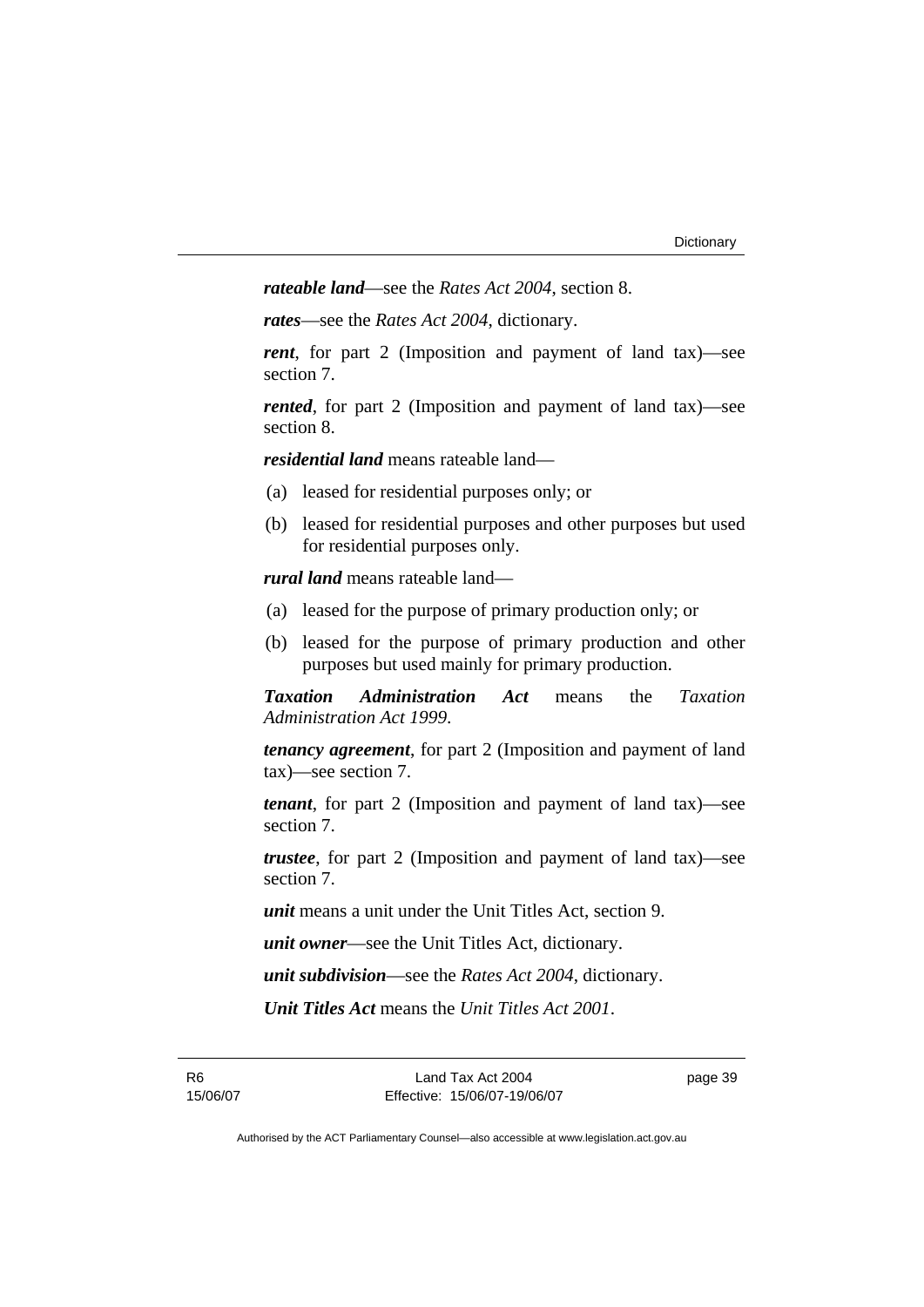***rateable land***—see the *Rates Act 2004*, section 8.

***rates***—see the *Rates Act 2004*, dictionary.

***rent***, for part 2 (Imposition and payment of land tax)—see section 7.

***rented***, for part 2 (Imposition and payment of land tax)—see section 8.

***residential land*** means rateable land—

(a) leased for residential purposes only; or

(b) leased for residential purposes and other purposes but used for residential purposes only.

***rural land*** means rateable land—

(a) leased for the purpose of primary production only; or

(b) leased for the purpose of primary production and other purposes but used mainly for primary production.

***Taxation Administration Act*** means the *Taxation Administration Act 1999*.

***tenancy agreement***, for part 2 (Imposition and payment of land tax)—see section 7.

***tenant***, for part 2 (Imposition and payment of land tax)—see section 7.

***trustee***, for part 2 (Imposition and payment of land tax)—see section 7.

***unit*** means a unit under the Unit Titles Act, section 9.

***unit owner***—see the Unit Titles Act, dictionary.

***unit subdivision***—see the *Rates Act 2004*, dictionary.

***Unit Titles Act*** means the *Unit Titles Act 2001*.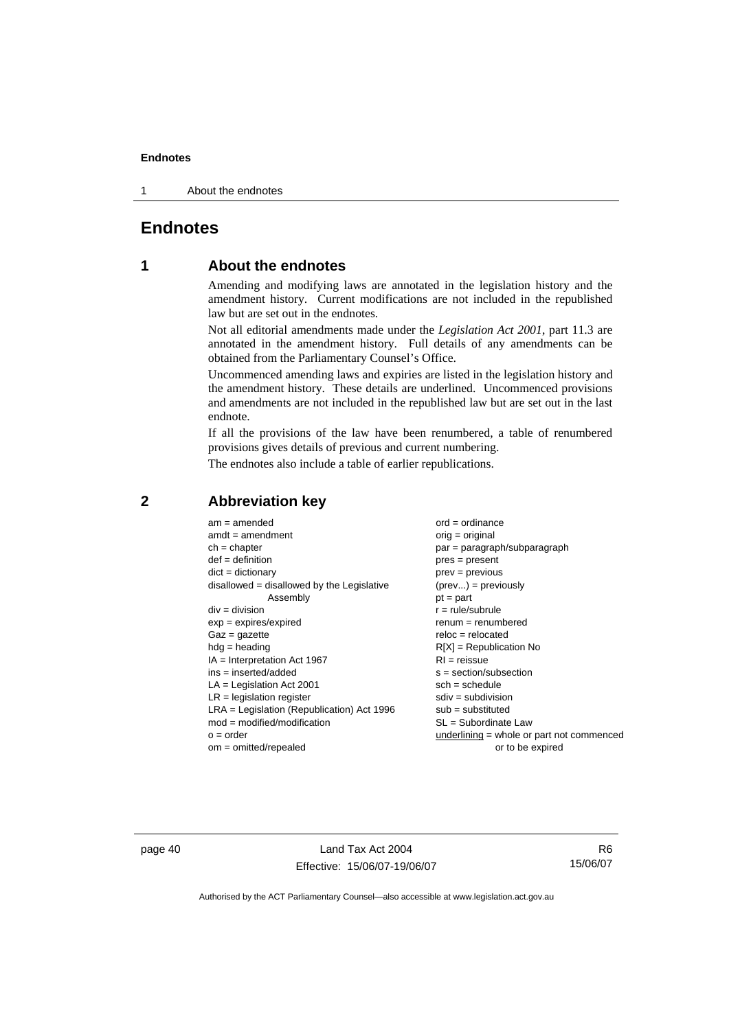# Endnotes

## 1 About the endnotes

Amending and modifying laws are annotated in the legislation history and the amendment history. Current modifications are not included in the republished law but are set out in the endnotes.

Not all editorial amendments made under the *Legislation Act 2001*, part 11.3 are annotated in the amendment history. Full details of any amendments can be obtained from the Parliamentary Counsel's Office.

Uncommenced amending laws and expiries are listed in the legislation history and the amendment history. These details are underlined. Uncommenced provisions and amendments are not included in the republished law but are set out in the last endnote.

If all the provisions of the law have been renumbered, a table of renumbered provisions gives details of previous and current numbering.

The endnotes also include a table of earlier republications.

## 2 Abbreviation key

am = amended
amdt = amendment
ch = chapter
def = definition
dict = dictionary
disallowed = disallowed by the Legislative Assembly
div = division
exp = expires/expired
Gaz = gazette
hdg = heading
IA = Interpretation Act 1967
ins = inserted/added
LA = Legislation Act 2001
LR = legislation register
LRA = Legislation (Republication) Act 1996
mod = modified/modification
o = order
om = omitted/repealed
ord = ordinance
orig = original
par = paragraph/subparagraph
pres = present
prev = previous
(prev...) = previously
pt = part
r = rule/subrule
renum = renumbered
reloc = relocated
R[X] = Republication No
RI = reissue
s = section/subsection
sch = schedule
sdiv = subdivision
sub = substituted
SL = Subordinate Law
<u>underlining</u> = whole or part not commenced or to be expired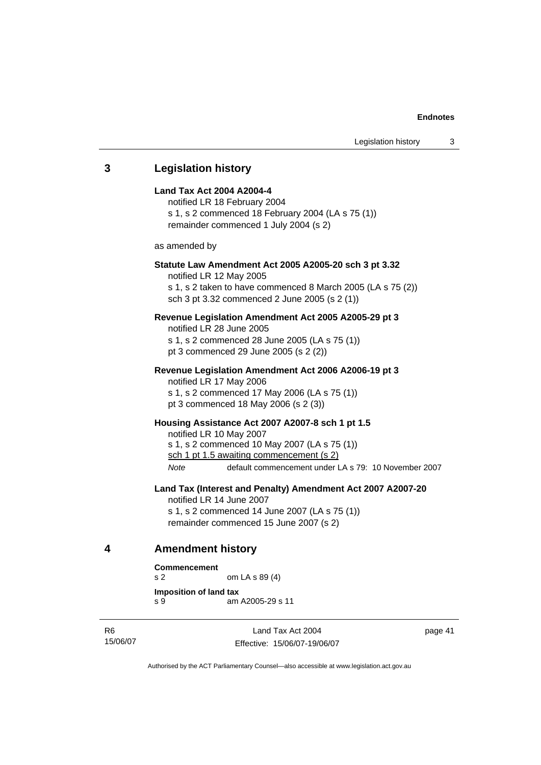## 3 Legislation history

**Land Tax Act 2004 A2004-4**

notified LR 18 February 2004

s 1, s 2 commenced 18 February 2004 (LA s 75 (1))

remainder commenced 1 July 2004 (s 2)

as amended by

**Statute Law Amendment Act 2005 A2005-20 sch 3 pt 3.32**

notified LR 12 May 2005

s 1, s 2 taken to have commenced 8 March 2005 (LA s 75 (2))

sch 3 pt 3.32 commenced 2 June 2005 (s 2 (1))

**Revenue Legislation Amendment Act 2005 A2005-29 pt 3**

notified LR 28 June 2005

s 1, s 2 commenced 28 June 2005 (LA s 75 (1))

pt 3 commenced 29 June 2005 (s 2 (2))

**Revenue Legislation Amendment Act 2006 A2006-19 pt 3**

notified LR 17 May 2006

s 1, s 2 commenced 17 May 2006 (LA s 75 (1))

pt 3 commenced 18 May 2006 (s 2 (3))

**Housing Assistance Act 2007 A2007-8 sch 1 pt 1.5**

notified LR 10 May 2007

s 1, s 2 commenced 10 May 2007 (LA s 75 (1))

sch 1 pt 1.5 awaiting commencement (s 2)

*Note* default commencement under LA s 79: 10 November 2007

**Land Tax (Interest and Penalty) Amendment Act 2007 A2007-20**

notified LR 14 June 2007

s 1, s 2 commenced 14 June 2007 (LA s 75 (1))

remainder commenced 15 June 2007 (s 2)

## 4 Amendment history

**Commencement**

s 2 om LA s 89 (4)

**Imposition of land tax**

s 9 am A2005-29 s 11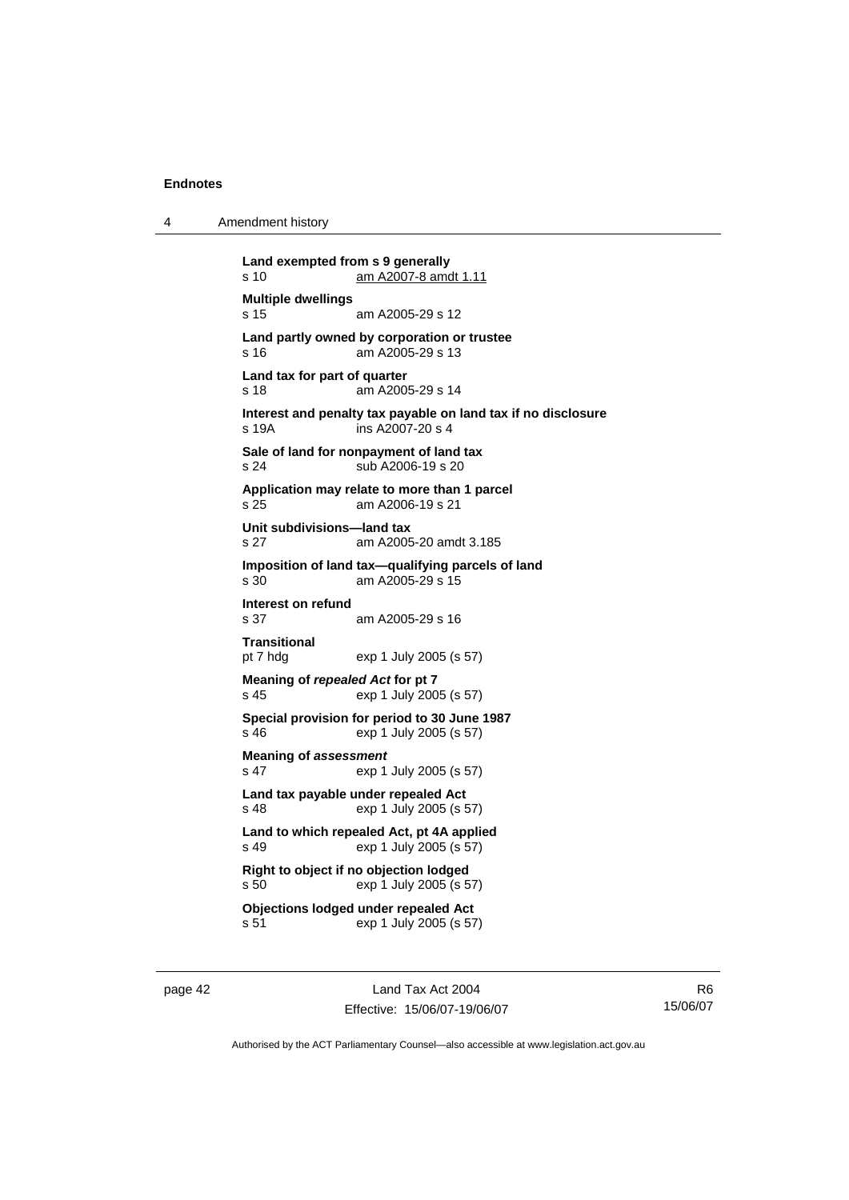**Land exempted from s 9 generally**
s 10 am A2007-8 amdt 1.11

**Multiple dwellings**
s 15 am A2005-29 s 12

**Land partly owned by corporation or trustee**
s 16 am A2005-29 s 13

**Land tax for part of quarter**
s 18 am A2005-29 s 14

**Interest and penalty tax payable on land tax if no disclosure**
s 19A ins A2007-20 s 4

**Sale of land for nonpayment of land tax**
s 24 sub A2006-19 s 20

**Application may relate to more than 1 parcel**
s 25 am A2006-19 s 21

**Unit subdivisions—land tax**
s 27 am A2005-20 amdt 3.185

**Imposition of land tax—qualifying parcels of land**
s 30 am A2005-29 s 15

**Interest on refund**
s 37 am A2005-29 s 16

**Transitional**
pt 7 hdg exp 1 July 2005 (s 57)

**Meaning of *repealed Act* for pt 7**
s 45 exp 1 July 2005 (s 57)

**Special provision for period to 30 June 1987**
s 46 exp 1 July 2005 (s 57)

**Meaning of *assessment***
s 47 exp 1 July 2005 (s 57)

**Land tax payable under repealed Act**
s 48 exp 1 July 2005 (s 57)

**Land to which repealed Act, pt 4A applied**
s 49 exp 1 July 2005 (s 57)

**Right to object if no objection lodged**
s 50 exp 1 July 2005 (s 57)

**Objections lodged under repealed Act**
s 51 exp 1 July 2005 (s 57)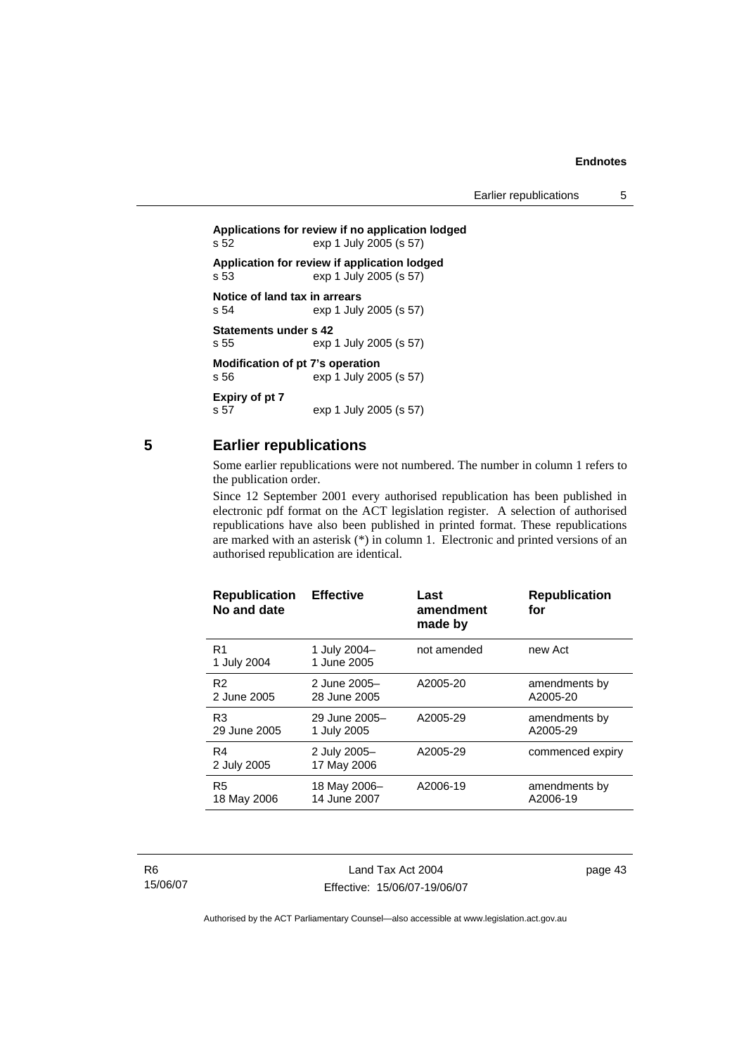**Applications for review if no application lodged**
s 52 exp 1 July 2005 (s 57)

**Application for review if application lodged**
s 53 exp 1 July 2005 (s 57)

**Notice of land tax in arrears**
s 54 exp 1 July 2005 (s 57)

**Statements under s 42**
s 55 exp 1 July 2005 (s 57)

**Modification of pt 7's operation**
s 56 exp 1 July 2005 (s 57)

**Expiry of pt 7**
s 57 exp 1 July 2005 (s 57)

## 5 Earlier republications

Some earlier republications were not numbered. The number in column 1 refers to the publication order.

Since 12 September 2001 every authorised republication has been published in electronic pdf format on the ACT legislation register. A selection of authorised republications have also been published in printed format. These republications are marked with an asterisk (*) in column 1. Electronic and printed versions of an authorised republication are identical.

| Republication No and date | Effective | Last amendment made by | Republication for |
|---|---|---|---|
| R1<br>1 July 2004 | 1 July 2004–<br>1 June 2005 | not amended | new Act |
| R2<br>2 June 2005 | 2 June 2005–<br>28 June 2005 | A2005-20 | amendments by A2005-20 |
| R3<br>29 June 2005 | 29 June 2005–<br>1 July 2005 | A2005-29 | amendments by A2005-29 |
| R4<br>2 July 2005 | 2 July 2005–<br>17 May 2006 | A2005-29 | commenced expiry |
| R5<br>18 May 2006 | 18 May 2006–<br>14 June 2007 | A2006-19 | amendments by A2006-19 |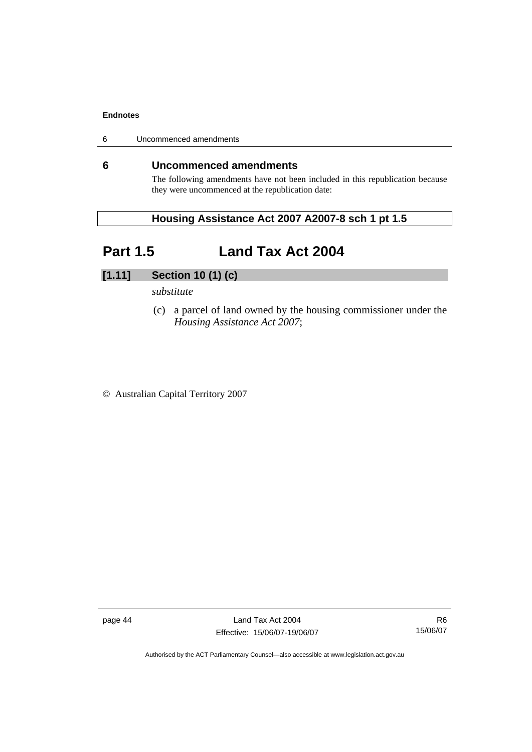## 6 Uncommenced amendments

The following amendments have not been included in this republication because they were uncommenced at the republication date:

**Housing Assistance Act 2007 A2007-8 sch 1 pt 1.5**

# Part 1.5 Land Tax Act 2004

### [1.11] Section 10 (1) (c)

*substitute*

(c) a parcel of land owned by the housing commissioner under the *Housing Assistance Act 2007*;

© Australian Capital Territory 2007